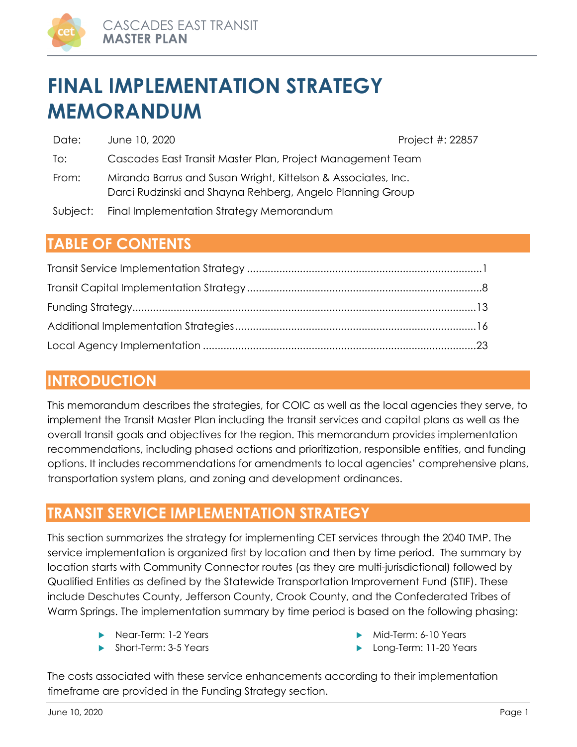# FINAL IMPLEMENTATION STRATEGY MEMORANDUM

| | | |
|---|---|---|
| Date: | June 10, 2020 | Project #: 22857 |
| To: | Cascades East Transit Master Plan, Project Management Team | |
| From: | Miranda Barrus and Susan Wright, Kittelson & Associates, Inc.<br>Darci Rudzinski and Shayna Rehberg, Angelo Planning Group | |
| Subject: | Final Implementation Strategy Memorandum | |

## TABLE OF CONTENTS

Transit Service Implementation Strategy .......... 1
Transit Capital Implementation Strategy .......... 8
Funding Strategy .......... 13
Additional Implementation Strategies .......... 16
Local Agency Implementation .......... 23

## INTRODUCTION

This memorandum describes the strategies, for COIC as well as the local agencies they serve, to implement the Transit Master Plan including the transit services and capital plans as well as the overall transit goals and objectives for the region. This memorandum provides implementation recommendations, including phased actions and prioritization, responsible entities, and funding options. It includes recommendations for amendments to local agencies' comprehensive plans, transportation system plans, and zoning and development ordinances.

## TRANSIT SERVICE IMPLEMENTATION STRATEGY

This section summarizes the strategy for implementing CET services through the 2040 TMP. The service implementation is organized first by location and then by time period. The summary by location starts with Community Connector routes (as they are multi-jurisdictional) followed by Qualified Entities as defined by the Statewide Transportation Improvement Fund (STIF). These include Deschutes County, Jefferson County, Crook County, and the Confederated Tribes of Warm Springs. The implementation summary by time period is based on the following phasing:

- Near-Term: 1-2 Years
- Short-Term: 3-5 Years
- Mid-Term: 6-10 Years
- Long-Term: 11-20 Years

The costs associated with these service enhancements according to their implementation timeframe are provided in the Funding Strategy section.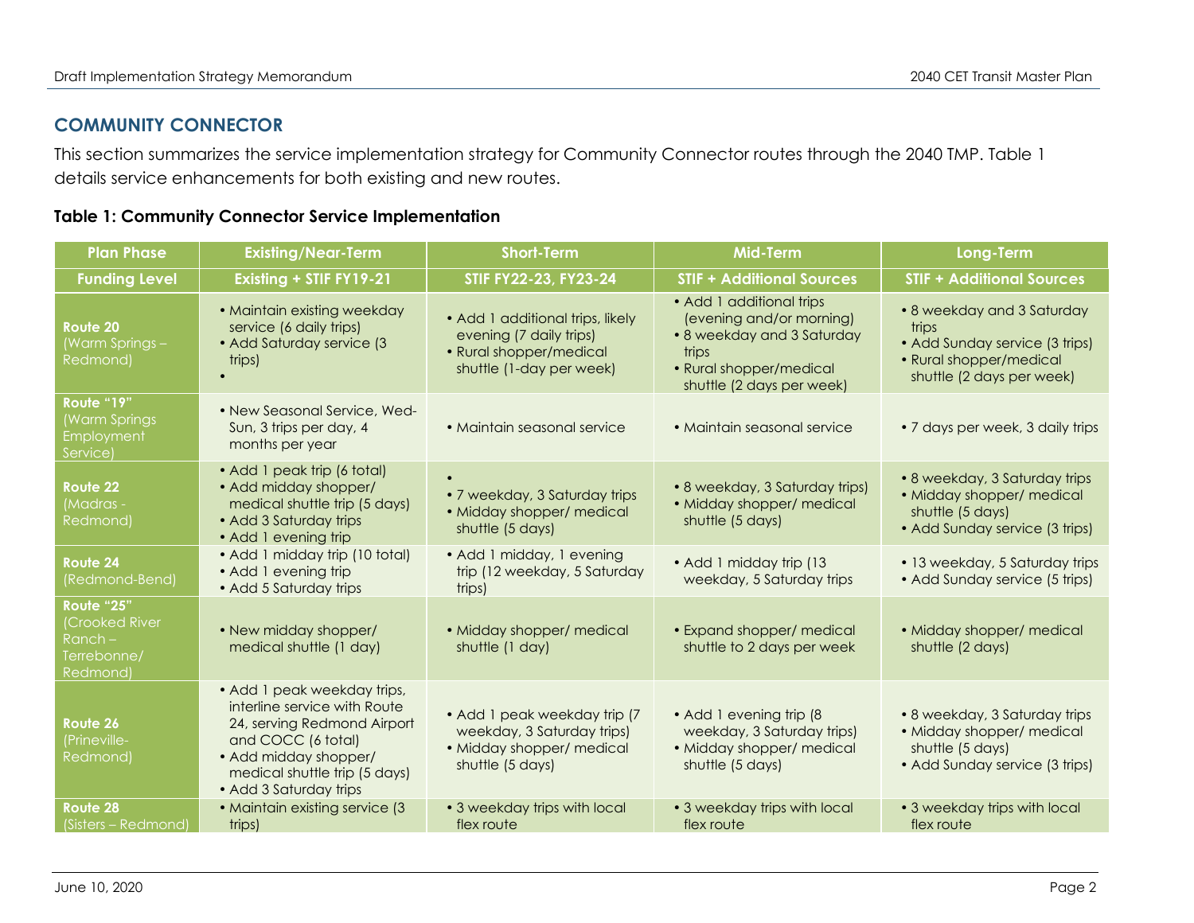## COMMUNITY CONNECTOR

This section summarizes the service implementation strategy for Community Connector routes through the 2040 TMP. Table 1 details service enhancements for both existing and new routes.

**Table 1: Community Connector Service Implementation**

| Plan Phase | Existing/Near-Term | Short-Term | Mid-Term | Long-Term |
|---|---|---|---|---|
| **Funding Level** | **Existing + STIF FY19-21** | **STIF FY22-23, FY23-24** | **STIF + Additional Sources** | **STIF + Additional Sources** |
| **Route 20** (Warm Springs – Redmond) | • Maintain existing weekday service (6 daily trips)<br>• Add Saturday service (3 trips)<br>• | • Add 1 additional trips, likely evening (7 daily trips)<br>• Rural shopper/medical shuttle (1-day per week) | • Add 1 additional trips (evening and/or morning)<br>• 8 weekday and 3 Saturday trips<br>• Rural shopper/medical shuttle (2 days per week) | • 8 weekday and 3 Saturday trips<br>• Add Sunday service (3 trips)<br>• Rural shopper/medical shuttle (2 days per week) |
| **Route "19"** (Warm Springs Employment Service) | • New Seasonal Service, Wed-Sun, 3 trips per day, 4 months per year | • Maintain seasonal service | • Maintain seasonal service | • 7 days per week, 3 daily trips |
| **Route 22** (Madras - Redmond) | • Add 1 peak trip (6 total)<br>• Add midday shopper/ medical shuttle trip (5 days)<br>• Add 3 Saturday trips<br>• Add 1 evening trip | •<br>• 7 weekday, 3 Saturday trips<br>• Midday shopper/ medical shuttle (5 days) | • 8 weekday, 3 Saturday trips)<br>• Midday shopper/ medical shuttle (5 days) | • 8 weekday, 3 Saturday trips<br>• Midday shopper/ medical shuttle (5 days)<br>• Add Sunday service (3 trips) |
| **Route 24** (Redmond-Bend) | • Add 1 midday trip (10 total)<br>• Add 1 evening trip<br>• Add 5 Saturday trips | • Add 1 midday, 1 evening trip (12 weekday, 5 Saturday trips) | • Add 1 midday trip (13 weekday, 5 Saturday trips | • 13 weekday, 5 Saturday trips<br>• Add Sunday service (5 trips) |
| **Route "25"** (Crooked River Ranch – Terrebonne/ Redmond) | • New midday shopper/ medical shuttle (1 day) | • Midday shopper/ medical shuttle (1 day) | • Expand shopper/ medical shuttle to 2 days per week | • Midday shopper/ medical shuttle (2 days) |
| **Route 26** (Prineville-Redmond) | • Add 1 peak weekday trips, interline service with Route 24, serving Redmond Airport and COCC (6 total)<br>• Add midday shopper/ medical shuttle trip (5 days)<br>• Add 3 Saturday trips | • Add 1 peak weekday trip (7 weekday, 3 Saturday trips)<br>• Midday shopper/ medical shuttle (5 days) | • Add 1 evening trip (8 weekday, 3 Saturday trips)<br>• Midday shopper/ medical shuttle (5 days) | • 8 weekday, 3 Saturday trips<br>• Midday shopper/ medical shuttle (5 days)<br>• Add Sunday service (3 trips) |
| **Route 28** (Sisters – Redmond) | • Maintain existing service (3 trips) | • 3 weekday trips with local flex route | • 3 weekday trips with local flex route | • 3 weekday trips with local flex route |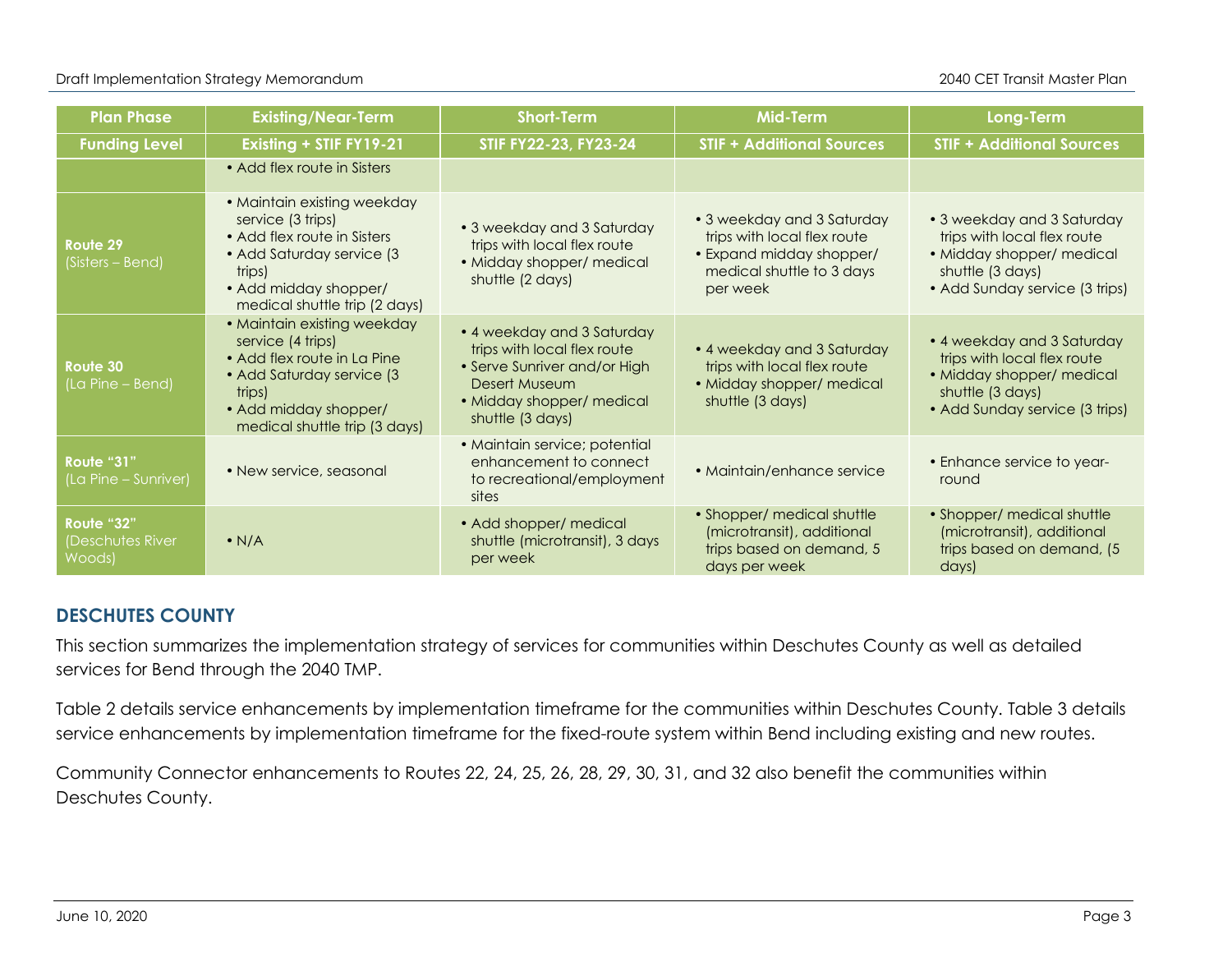| Plan Phase | Existing/Near-Term | Short-Term | Mid-Term | Long-Term |
|---|---|---|---|---|
| **Funding Level** | **Existing + STIF FY19-21** | **STIF FY22-23, FY23-24** | **STIF + Additional Sources** | **STIF + Additional Sources** |
| | • Add flex route in Sisters | | | |
| **Route 29** (Sisters – Bend) | • Maintain existing weekday service (3 trips)<br>• Add flex route in Sisters<br>• Add Saturday service (3 trips)<br>• Add midday shopper/ medical shuttle trip (2 days) | • 3 weekday and 3 Saturday trips with local flex route<br>• Midday shopper/ medical shuttle (2 days) | • 3 weekday and 3 Saturday trips with local flex route<br>• Expand midday shopper/ medical shuttle to 3 days per week | • 3 weekday and 3 Saturday trips with local flex route<br>• Midday shopper/ medical shuttle (3 days)<br>• Add Sunday service (3 trips) |
| **Route 30** (La Pine – Bend) | • Maintain existing weekday service (4 trips)<br>• Add flex route in La Pine<br>• Add Saturday service (3 trips)<br>• Add midday shopper/ medical shuttle trip (3 days) | • 4 weekday and 3 Saturday trips with local flex route<br>• Serve Sunriver and/or High Desert Museum<br>• Midday shopper/ medical shuttle (3 days) | • 4 weekday and 3 Saturday trips with local flex route<br>• Midday shopper/ medical shuttle (3 days) | • 4 weekday and 3 Saturday trips with local flex route<br>• Midday shopper/ medical shuttle (3 days)<br>• Add Sunday service (3 trips) |
| **Route "31"** (La Pine – Sunriver) | • New service, seasonal | • Maintain service; potential enhancement to connect to recreational/employment sites | • Maintain/enhance service | • Enhance service to year-round |
| **Route "32"** (Deschutes River Woods) | • N/A | • Add shopper/ medical shuttle (microtransit), 3 days per week | • Shopper/ medical shuttle (microtransit), additional trips based on demand, 5 days per week | • Shopper/ medical shuttle (microtransit), additional trips based on demand, (5 days) |

## DESCHUTES COUNTY

This section summarizes the implementation strategy of services for communities within Deschutes County as well as detailed services for Bend through the 2040 TMP.

Table 2 details service enhancements by implementation timeframe for the communities within Deschutes County. Table 3 details service enhancements by implementation timeframe for the fixed-route system within Bend including existing and new routes.

Community Connector enhancements to Routes 22, 24, 25, 26, 28, 29, 30, 31, and 32 also benefit the communities within Deschutes County.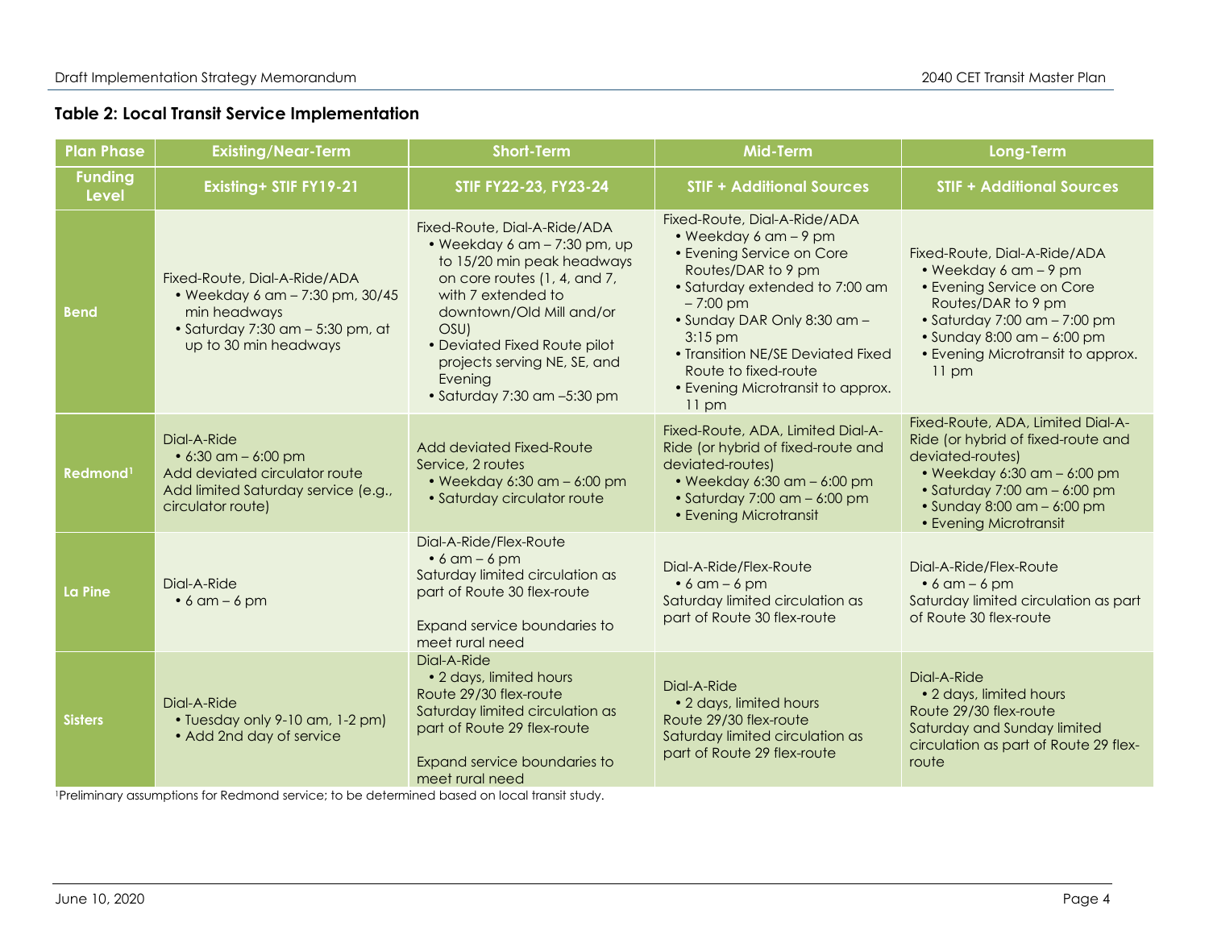### Table 2: Local Transit Service Implementation

| Plan Phase | Existing/Near-Term | Short-Term | Mid-Term | Long-Term |
|---|---|---|---|---|
| **Funding Level** | **Existing+ STIF FY19-21** | **STIF FY22-23, FY23-24** | **STIF + Additional Sources** | **STIF + Additional Sources** |
| **Bend** | Fixed-Route, Dial-A-Ride/ADA<br>• Weekday 6 am – 7:30 pm, 30/45 min headways<br>• Saturday 7:30 am – 5:30 pm, at up to 30 min headways | Fixed-Route, Dial-A-Ride/ADA<br>• Weekday 6 am – 7:30 pm, up to 15/20 min peak headways on core routes (1, 4, and 7, with 7 extended to downtown/Old Mill and/or OSU)<br>• Deviated Fixed Route pilot projects serving NE, SE, and Evening<br>• Saturday 7:30 am –5:30 pm | Fixed-Route, Dial-A-Ride/ADA<br>• Weekday 6 am – 9 pm<br>• Evening Service on Core Routes/DAR to 9 pm<br>• Saturday extended to 7:00 am – 7:00 pm<br>• Sunday DAR Only 8:30 am – 3:15 pm<br>• Transition NE/SE Deviated Fixed Route to fixed-route<br>• Evening Microtransit to approx. 11 pm | Fixed-Route, Dial-A-Ride/ADA<br>• Weekday 6 am – 9 pm<br>• Evening Service on Core Routes/DAR to 9 pm<br>• Saturday 7:00 am – 7:00 pm<br>• Sunday 8:00 am – 6:00 pm<br>• Evening Microtransit to approx. 11 pm |
| **Redmond**[1] | Dial-A-Ride<br>• 6:30 am – 6:00 pm<br>Add deviated circulator route<br>Add limited Saturday service (e.g., circulator route) | Add deviated Fixed-Route Service, 2 routes<br>• Weekday 6:30 am – 6:00 pm<br>• Saturday circulator route | Fixed-Route, ADA, Limited Dial-A-Ride (or hybrid of fixed-route and deviated-routes)<br>• Weekday 6:30 am – 6:00 pm<br>• Saturday 7:00 am – 6:00 pm<br>• Evening Microtransit | Fixed-Route, ADA, Limited Dial-A-Ride (or hybrid of fixed-route and deviated-routes)<br>• Weekday 6:30 am – 6:00 pm<br>• Saturday 7:00 am – 6:00 pm<br>• Sunday 8:00 am – 6:00 pm<br>• Evening Microtransit |
| **La Pine** | Dial-A-Ride<br>• 6 am – 6 pm | Dial-A-Ride/Flex-Route<br>• 6 am – 6 pm<br>Saturday limited circulation as part of Route 30 flex-route<br><br>Expand service boundaries to meet rural need | Dial-A-Ride/Flex-Route<br>• 6 am – 6 pm<br>Saturday limited circulation as part of Route 30 flex-route | Dial-A-Ride/Flex-Route<br>• 6 am – 6 pm<br>Saturday limited circulation as part of Route 30 flex-route |
| **Sisters** | Dial-A-Ride<br>• Tuesday only 9-10 am, 1-2 pm)<br>• Add 2nd day of service | Dial-A-Ride<br>• 2 days, limited hours<br>Route 29/30 flex-route<br>Saturday limited circulation as part of Route 29 flex-route<br><br>Expand service boundaries to meet rural need | Dial-A-Ride<br>• 2 days, limited hours<br>Route 29/30 flex-route<br>Saturday limited circulation as part of Route 29 flex-route | Dial-A-Ride<br>• 2 days, limited hours<br>Route 29/30 flex-route<br>Saturday and Sunday limited circulation as part of Route 29 flex-route |

[1]Preliminary assumptions for Redmond service; to be determined based on local transit study.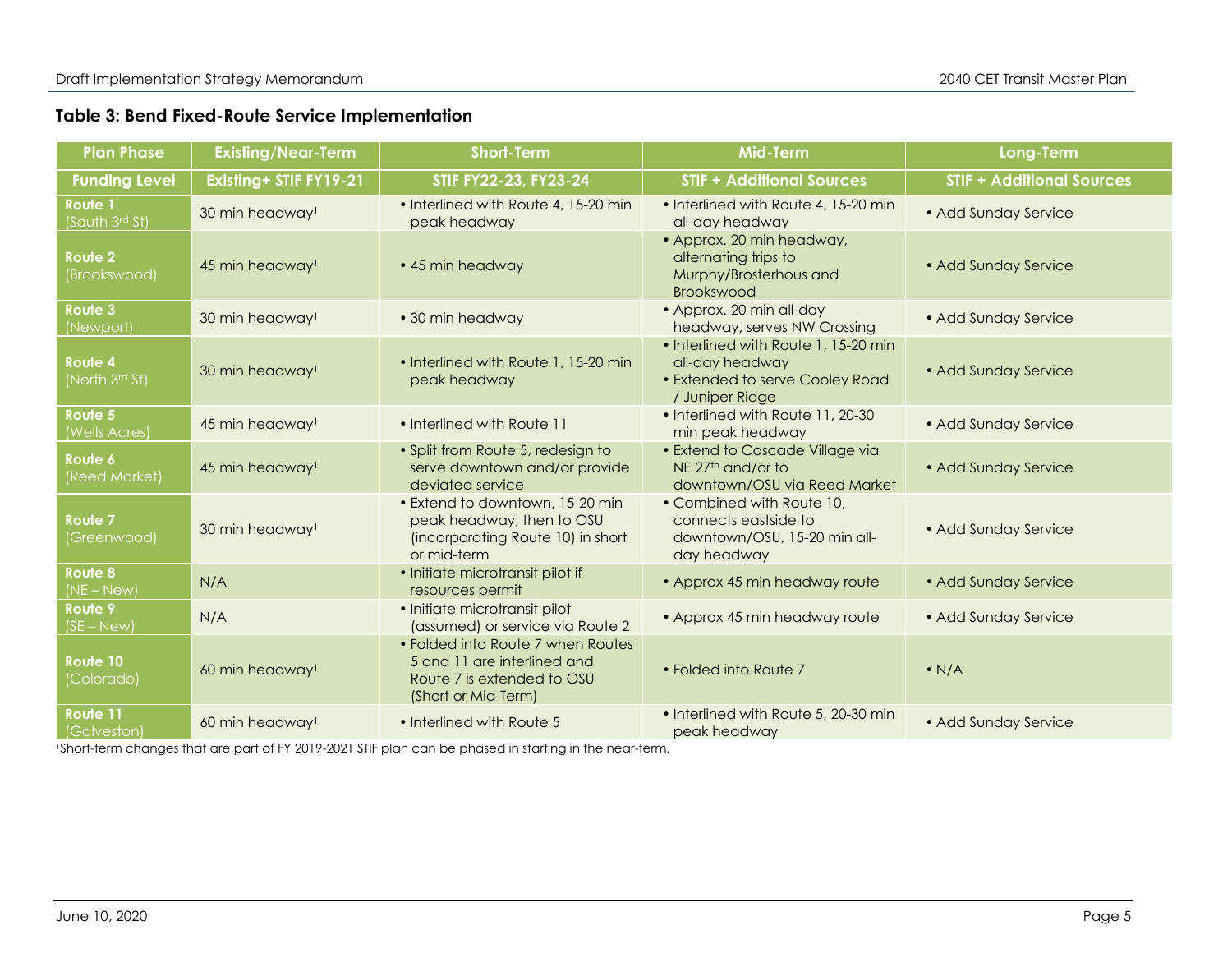### Table 3: Bend Fixed-Route Service Implementation

| Plan Phase | Existing/Near-Term | Short-Term | Mid-Term | Long-Term |
|---|---|---|---|---|
| **Funding Level** | **Existing+ STIF FY19-21** | **STIF FY22-23, FY23-24** | **STIF + Additional Sources** | **STIF + Additional Sources** |
| **Route 1** (South 3rd St) | 30 min headway[1] | • Interlined with Route 4, 15-20 min peak headway | • Interlined with Route 4, 15-20 min all-day headway | • Add Sunday Service |
| **Route 2** (Brookswood) | 45 min headway[1] | • 45 min headway | • Approx. 20 min headway, alternating trips to Murphy/Brosterhous and Brookswood | • Add Sunday Service |
| **Route 3** (Newport) | 30 min headway[1] | • 30 min headway | • Approx. 20 min all-day headway, serves NW Crossing | • Add Sunday Service |
| **Route 4** (North 3rd St) | 30 min headway[1] | • Interlined with Route 1, 15-20 min peak headway | • Interlined with Route 1, 15-20 min all-day headway<br>• Extended to serve Cooley Road / Juniper Ridge | • Add Sunday Service |
| **Route 5** (Wells Acres) | 45 min headway[1] | • Interlined with Route 11 | • Interlined with Route 11, 20-30 min peak headway | • Add Sunday Service |
| **Route 6** (Reed Market) | 45 min headway[1] | • Split from Route 5, redesign to serve downtown and/or provide deviated service | • Extend to Cascade Village via NE 27th and/or to downtown/OSU via Reed Market | • Add Sunday Service |
| **Route 7** (Greenwood) | 30 min headway[1] | • Extend to downtown, 15-20 min peak headway, then to OSU (incorporating Route 10) in short or mid-term | • Combined with Route 10, connects eastside to downtown/OSU, 15-20 min all-day headway | • Add Sunday Service |
| **Route 8** (NE – New) | N/A | • Initiate microtransit pilot if resources permit | • Approx 45 min headway route | • Add Sunday Service |
| **Route 9** (SE – New) | N/A | • Initiate microtransit pilot (assumed) or service via Route 2 | • Approx 45 min headway route | • Add Sunday Service |
| **Route 10** (Colorado) | 60 min headway[1] | • Folded into Route 7 when Routes 5 and 11 are interlined and Route 7 is extended to OSU (Short or Mid-Term) | • Folded into Route 7 | • N/A |
| **Route 11** (Galveston) | 60 min headway[1] | • Interlined with Route 5 | • Interlined with Route 5, 20-30 min peak headway | • Add Sunday Service |

[1]Short-term changes that are part of FY 2019-2021 STIF plan can be phased in starting in the near-term.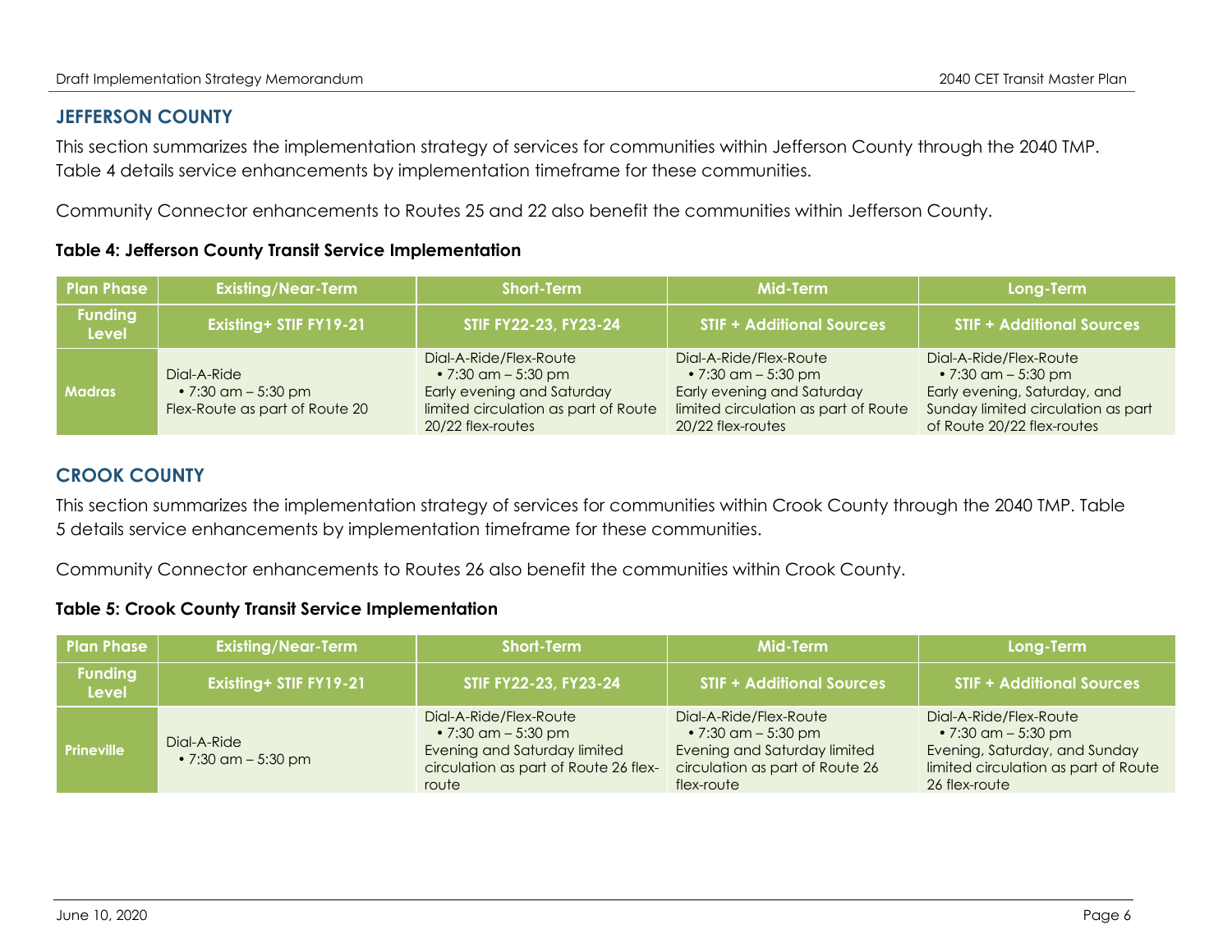## JEFFERSON COUNTY

This section summarizes the implementation strategy of services for communities within Jefferson County through the 2040 TMP. Table 4 details service enhancements by implementation timeframe for these communities.

Community Connector enhancements to Routes 25 and 22 also benefit the communities within Jefferson County.

**Table 4: Jefferson County Transit Service Implementation**

| Plan Phase | Existing/Near-Term | Short-Term | Mid-Term | Long-Term |
|---|---|---|---|---|
| **Funding Level** | **Existing+ STIF FY19-21** | **STIF FY22-23, FY23-24** | **STIF + Additional Sources** | **STIF + Additional Sources** |
| **Madras** | Dial-A-Ride<br>• 7:30 am – 5:30 pm<br>Flex-Route as part of Route 20 | Dial-A-Ride/Flex-Route<br>• 7:30 am – 5:30 pm<br>Early evening and Saturday limited circulation as part of Route 20/22 flex-routes | Dial-A-Ride/Flex-Route<br>• 7:30 am – 5:30 pm<br>Early evening and Saturday limited circulation as part of Route 20/22 flex-routes | Dial-A-Ride/Flex-Route<br>• 7:30 am – 5:30 pm<br>Early evening, Saturday, and Sunday limited circulation as part of Route 20/22 flex-routes |

## CROOK COUNTY

This section summarizes the implementation strategy of services for communities within Crook County through the 2040 TMP. Table 5 details service enhancements by implementation timeframe for these communities.

Community Connector enhancements to Routes 26 also benefit the communities within Crook County.

**Table 5: Crook County Transit Service Implementation**

| Plan Phase | Existing/Near-Term | Short-Term | Mid-Term | Long-Term |
|---|---|---|---|---|
| **Funding Level** | **Existing+ STIF FY19-21** | **STIF FY22-23, FY23-24** | **STIF + Additional Sources** | **STIF + Additional Sources** |
| **Prineville** | Dial-A-Ride<br>• 7:30 am – 5:30 pm | Dial-A-Ride/Flex-Route<br>• 7:30 am – 5:30 pm<br>Evening and Saturday limited circulation as part of Route 26 flex-route | Dial-A-Ride/Flex-Route<br>• 7:30 am – 5:30 pm<br>Evening and Saturday limited circulation as part of Route 26 flex-route | Dial-A-Ride/Flex-Route<br>• 7:30 am – 5:30 pm<br>Evening, Saturday, and Sunday limited circulation as part of Route 26 flex-route |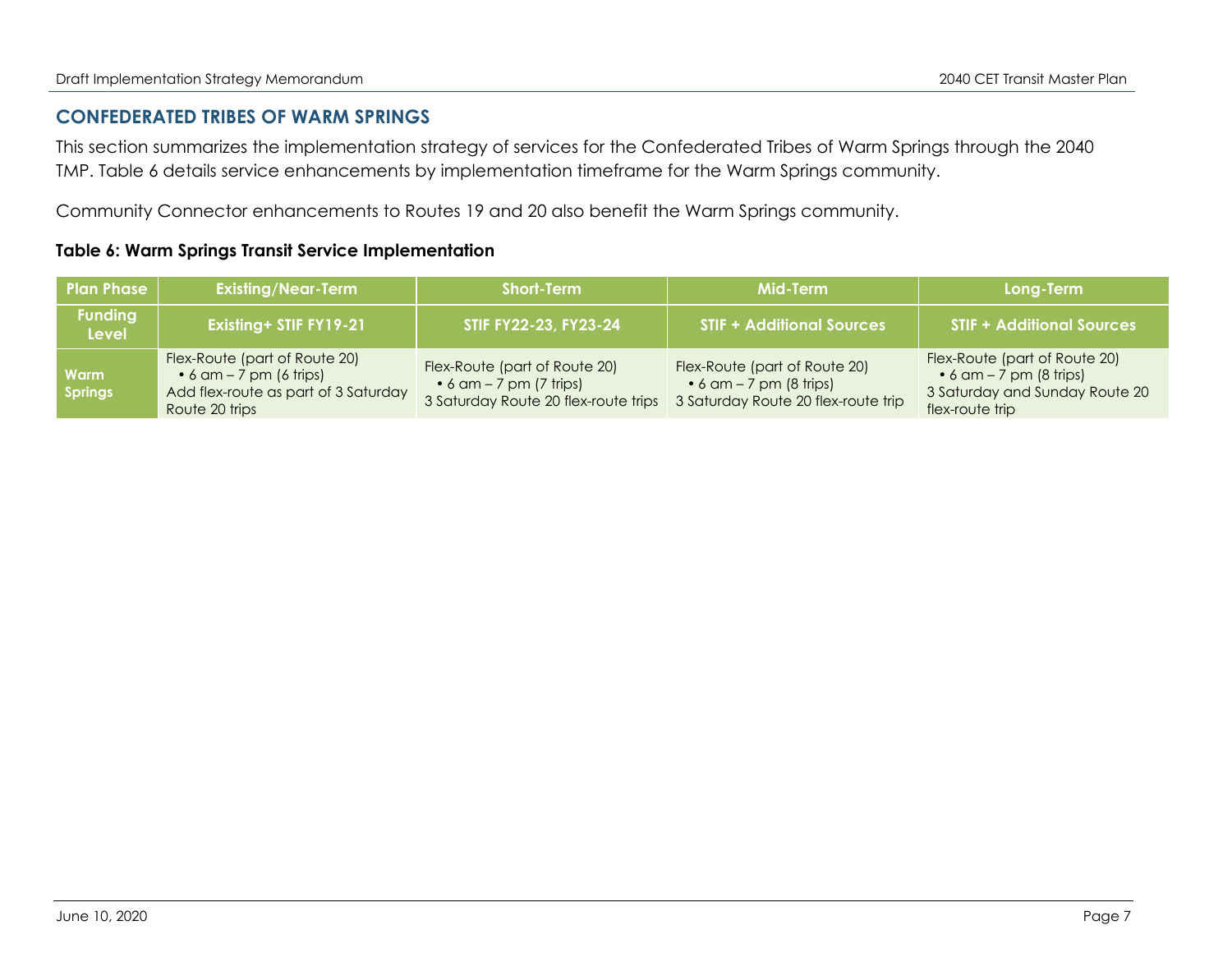## CONFEDERATED TRIBES OF WARM SPRINGS

This section summarizes the implementation strategy of services for the Confederated Tribes of Warm Springs through the 2040 TMP. Table 6 details service enhancements by implementation timeframe for the Warm Springs community.

Community Connector enhancements to Routes 19 and 20 also benefit the Warm Springs community.

**Table 6: Warm Springs Transit Service Implementation**

| Plan Phase | Existing/Near-Term | Short-Term | Mid-Term | Long-Term |
|---|---|---|---|---|
| Funding Level | Existing+ STIF FY19-21 | STIF FY22-23, FY23-24 | STIF + Additional Sources | STIF + Additional Sources |
| Warm Springs | Flex-Route (part of Route 20)<br>• 6 am – 7 pm (6 trips)<br>Add flex-route as part of 3 Saturday Route 20 trips | Flex-Route (part of Route 20)<br>• 6 am – 7 pm (7 trips)<br>3 Saturday Route 20 flex-route trips | Flex-Route (part of Route 20)<br>• 6 am – 7 pm (8 trips)<br>3 Saturday Route 20 flex-route trip | Flex-Route (part of Route 20)<br>• 6 am – 7 pm (8 trips)<br>3 Saturday and Sunday Route 20 flex-route trip |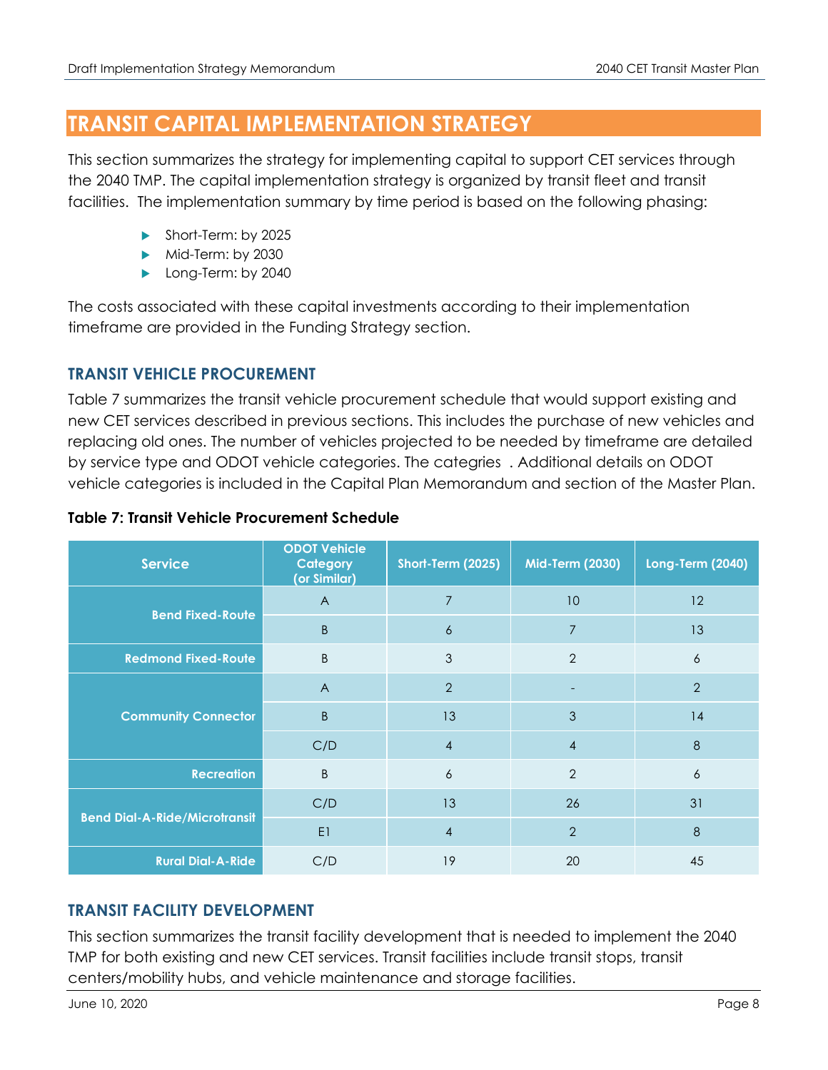# TRANSIT CAPITAL IMPLEMENTATION STRATEGY

This section summarizes the strategy for implementing capital to support CET services through the 2040 TMP. The capital implementation strategy is organized by transit fleet and transit facilities. The implementation summary by time period is based on the following phasing:

- Short-Term: by 2025
- Mid-Term: by 2030
- Long-Term: by 2040

The costs associated with these capital investments according to their implementation timeframe are provided in the Funding Strategy section.

## TRANSIT VEHICLE PROCUREMENT

Table 7 summarizes the transit vehicle procurement schedule that would support existing and new CET services described in previous sections. This includes the purchase of new vehicles and replacing old ones. The number of vehicles projected to be needed by timeframe are detailed by service type and ODOT vehicle categories. The categries . Additional details on ODOT vehicle categories is included in the Capital Plan Memorandum and section of the Master Plan.

**Table 7: Transit Vehicle Procurement Schedule**

| Service | ODOT Vehicle Category (or Similar) | Short-Term (2025) | Mid-Term (2030) | Long-Term (2040) |
|---|---|---|---|---|
| Bend Fixed-Route | A | 7 | 10 | 12 |
| | B | 6 | 7 | 13 |
| Redmond Fixed-Route | B | 3 | 2 | 6 |
| Community Connector | A | 2 | - | 2 |
| | B | 13 | 3 | 14 |
| | C/D | 4 | 4 | 8 |
| Recreation | B | 6 | 2 | 6 |
| Bend Dial-A-Ride/Microtransit | C/D | 13 | 26 | 31 |
| | E1 | 4 | 2 | 8 |
| Rural Dial-A-Ride | C/D | 19 | 20 | 45 |

## TRANSIT FACILITY DEVELOPMENT

This section summarizes the transit facility development that is needed to implement the 2040 TMP for both existing and new CET services. Transit facilities include transit stops, transit centers/mobility hubs, and vehicle maintenance and storage facilities.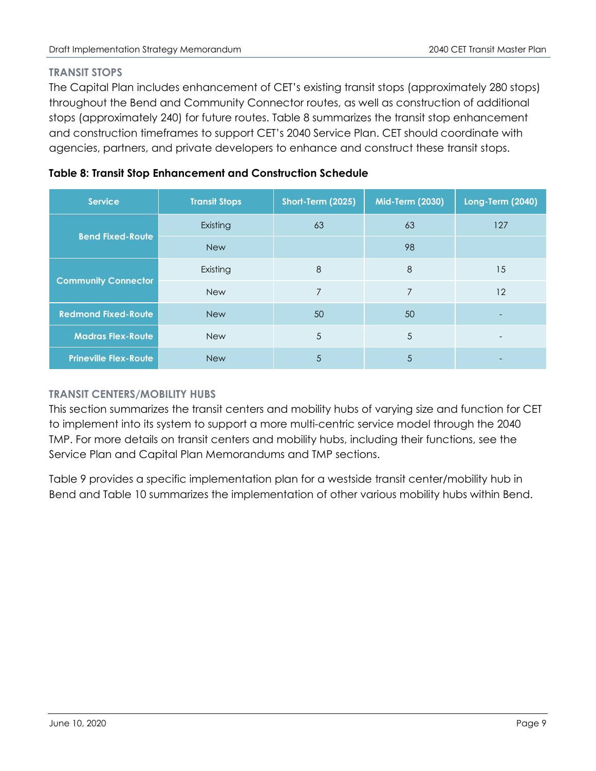### TRANSIT STOPS

The Capital Plan includes enhancement of CET's existing transit stops (approximately 280 stops) throughout the Bend and Community Connector routes, as well as construction of additional stops (approximately 240) for future routes. Table 8 summarizes the transit stop enhancement and construction timeframes to support CET's 2040 Service Plan. CET should coordinate with agencies, partners, and private developers to enhance and construct these transit stops.

**Table 8: Transit Stop Enhancement and Construction Schedule**

| Service | Transit Stops | Short-Term (2025) | Mid-Term (2030) | Long-Term (2040) |
|---|---|---|---|---|
| Bend Fixed-Route | Existing | 63 | 63 | 127 |
| | New | | 98 | |
| Community Connector | Existing | 8 | 8 | 15 |
| | New | 7 | 7 | 12 |
| Redmond Fixed-Route | New | 50 | 50 | - |
| Madras Flex-Route | New | 5 | 5 | - |
| Prineville Flex-Route | New | 5 | 5 | - |

### TRANSIT CENTERS/MOBILITY HUBS

This section summarizes the transit centers and mobility hubs of varying size and function for CET to implement into its system to support a more multi-centric service model through the 2040 TMP. For more details on transit centers and mobility hubs, including their functions, see the Service Plan and Capital Plan Memorandums and TMP sections.

Table 9 provides a specific implementation plan for a westside transit center/mobility hub in Bend and Table 10 summarizes the implementation of other various mobility hubs within Bend.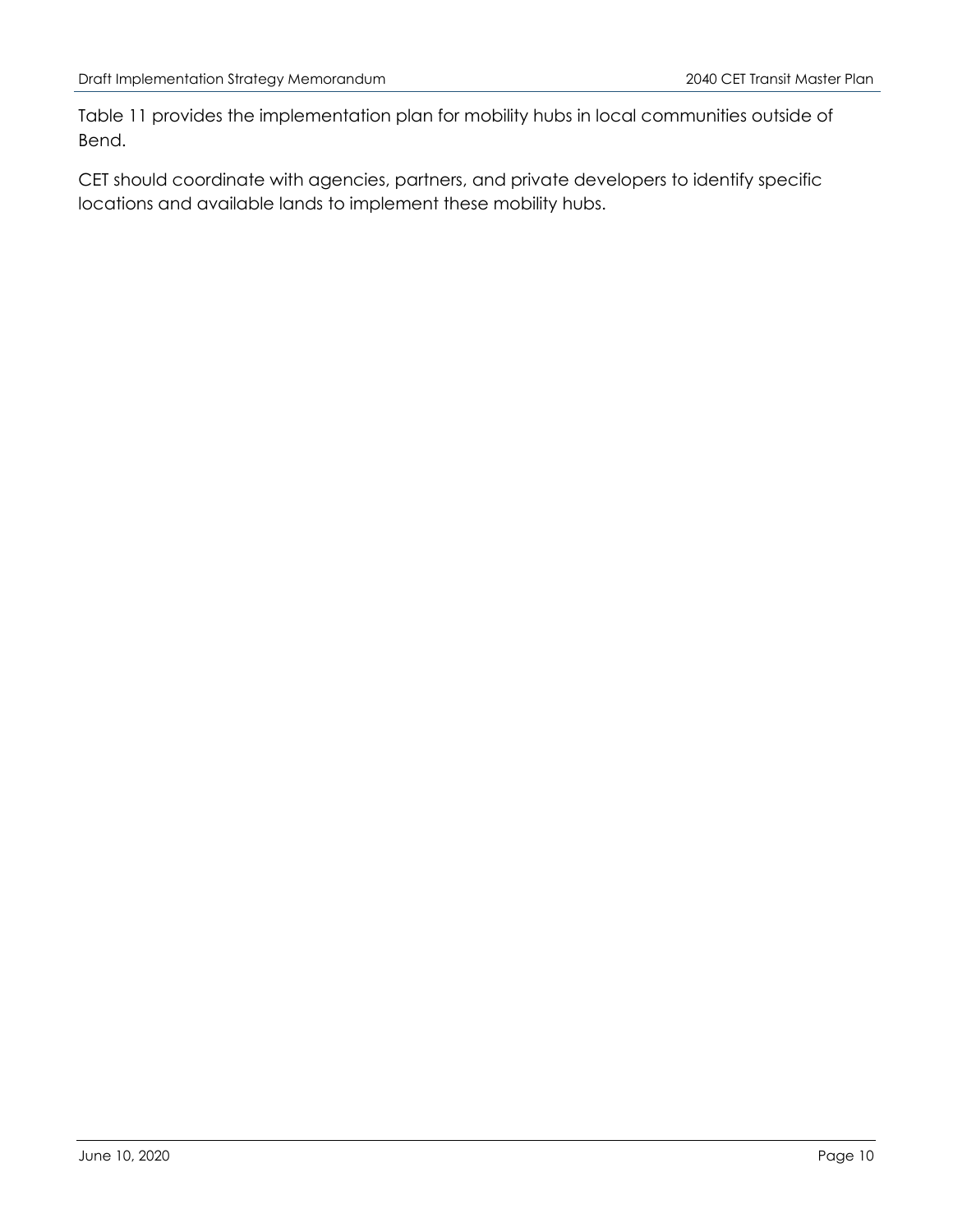Table 11 provides the implementation plan for mobility hubs in local communities outside of Bend.

CET should coordinate with agencies, partners, and private developers to identify specific locations and available lands to implement these mobility hubs.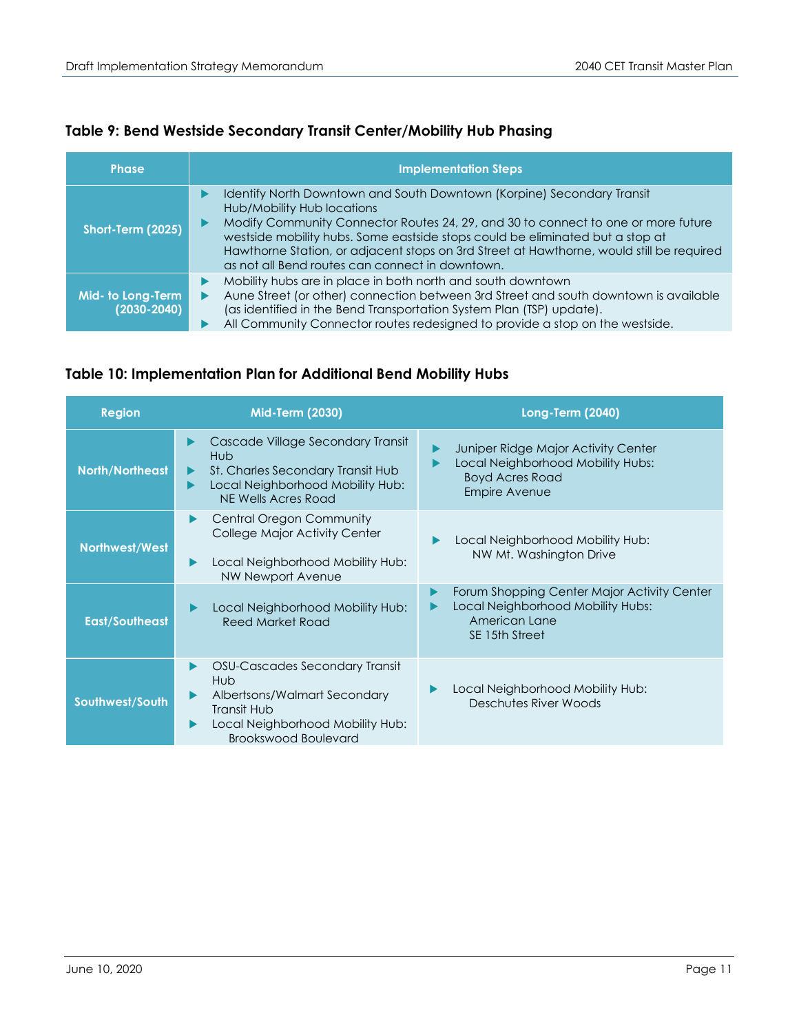### Table 9: Bend Westside Secondary Transit Center/Mobility Hub Phasing

| Phase | Implementation Steps |
|---|---|
| Short-Term (2025) | ▶ Identify North Downtown and South Downtown (Korpine) Secondary Transit Hub/Mobility Hub locations<br>▶ Modify Community Connector Routes 24, 29, and 30 to connect to one or more future westside mobility hubs. Some eastside stops could be eliminated but a stop at Hawthorne Station, or adjacent stops on 3rd Street at Hawthorne, would still be required as not all Bend routes can connect in downtown. |
| Mid- to Long-Term (2030-2040) | ▶ Mobility hubs are in place in both north and south downtown<br>▶ Aune Street (or other) connection between 3rd Street and south downtown is available (as identified in the Bend Transportation System Plan (TSP) update).<br>▶ All Community Connector routes redesigned to provide a stop on the westside. |

### Table 10: Implementation Plan for Additional Bend Mobility Hubs

| Region | Mid-Term (2030) | Long-Term (2040) |
|---|---|---|
| North/Northeast | ▶ Cascade Village Secondary Transit Hub<br>▶ St. Charles Secondary Transit Hub<br>▶ Local Neighborhood Mobility Hub: NE Wells Acres Road | ▶ Juniper Ridge Major Activity Center<br>▶ Local Neighborhood Mobility Hubs: Boyd Acres Road, Empire Avenue |
| Northwest/West | ▶ Central Oregon Community College Major Activity Center<br>▶ Local Neighborhood Mobility Hub: NW Newport Avenue | ▶ Local Neighborhood Mobility Hub: NW Mt. Washington Drive |
| East/Southeast | ▶ Local Neighborhood Mobility Hub: Reed Market Road | ▶ Forum Shopping Center Major Activity Center<br>▶ Local Neighborhood Mobility Hubs: American Lane, SE 15th Street |
| Southwest/South | ▶ OSU-Cascades Secondary Transit Hub<br>▶ Albertsons/Walmart Secondary Transit Hub<br>▶ Local Neighborhood Mobility Hub: Brookswood Boulevard | ▶ Local Neighborhood Mobility Hub: Deschutes River Woods |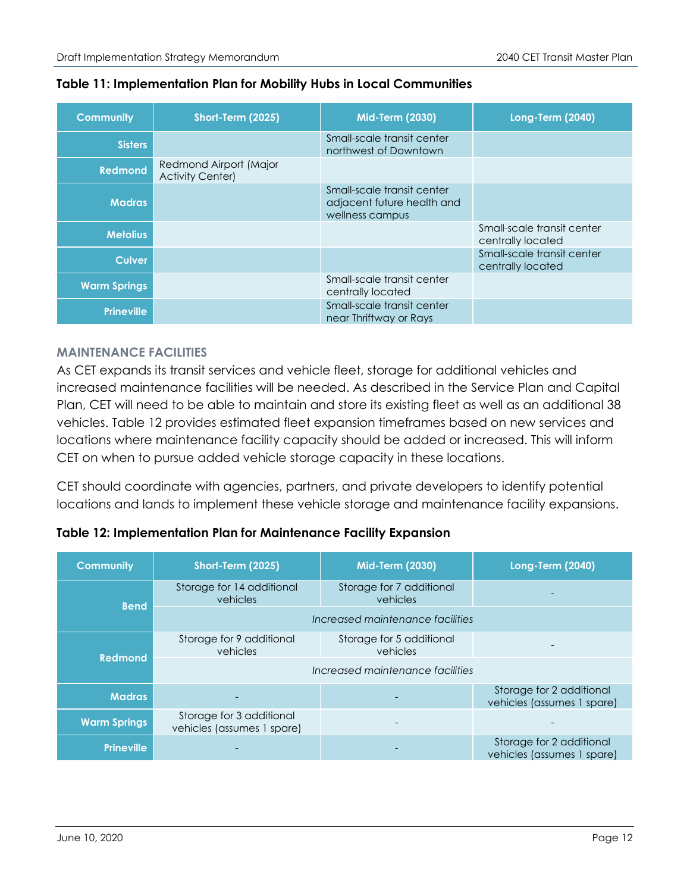**Table 11: Implementation Plan for Mobility Hubs in Local Communities**

| Community | Short-Term (2025) | Mid-Term (2030) | Long-Term (2040) |
|---|---|---|---|
| Sisters | | Small-scale transit center northwest of Downtown | |
| Redmond | Redmond Airport (Major Activity Center) | | |
| Madras | | Small-scale transit center adjacent future health and wellness campus | |
| Metolius | | | Small-scale transit center centrally located |
| Culver | | | Small-scale transit center centrally located |
| Warm Springs | | Small-scale transit center centrally located | |
| Prineville | | Small-scale transit center near Thriftway or Rays | |

### MAINTENANCE FACILITIES

As CET expands its transit services and vehicle fleet, storage for additional vehicles and increased maintenance facilities will be needed. As described in the Service Plan and Capital Plan, CET will need to be able to maintain and store its existing fleet as well as an additional 38 vehicles. Table 12 provides estimated fleet expansion timeframes based on new services and locations where maintenance facility capacity should be added or increased. This will inform CET on when to pursue added vehicle storage capacity in these locations.

CET should coordinate with agencies, partners, and private developers to identify potential locations and lands to implement these vehicle storage and maintenance facility expansions.

**Table 12: Implementation Plan for Maintenance Facility Expansion**

| Community | Short-Term (2025) | Mid-Term (2030) | Long-Term (2040) |
|---|---|---|---|
| Bend | Storage for 14 additional vehicles | Storage for 7 additional vehicles | - |
| | *Increased maintenance facilities* | | |
| Redmond | Storage for 9 additional vehicles | Storage for 5 additional vehicles | - |
| | *Increased maintenance facilities* | | |
| Madras | - | - | Storage for 2 additional vehicles (assumes 1 spare) |
| Warm Springs | Storage for 3 additional vehicles (assumes 1 spare) | - | - |
| Prineville | - | - | Storage for 2 additional vehicles (assumes 1 spare) |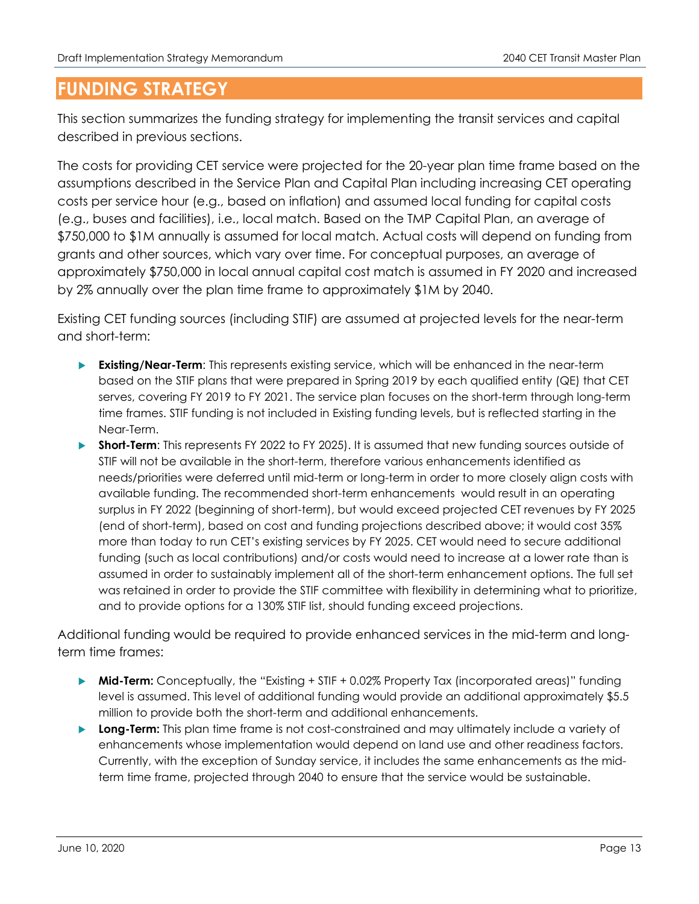# FUNDING STRATEGY

This section summarizes the funding strategy for implementing the transit services and capital described in previous sections.

The costs for providing CET service were projected for the 20-year plan time frame based on the assumptions described in the Service Plan and Capital Plan including increasing CET operating costs per service hour (e.g., based on inflation) and assumed local funding for capital costs (e.g., buses and facilities), i.e., local match. Based on the TMP Capital Plan, an average of $750,000 to $1M annually is assumed for local match. Actual costs will depend on funding from grants and other sources, which vary over time. For conceptual purposes, an average of approximately $750,000 in local annual capital cost match is assumed in FY 2020 and increased by 2% annually over the plan time frame to approximately $1M by 2040.

Existing CET funding sources (including STIF) are assumed at projected levels for the near-term and short-term:

- **Existing/Near-Term**: This represents existing service, which will be enhanced in the near-term based on the STIF plans that were prepared in Spring 2019 by each qualified entity (QE) that CET serves, covering FY 2019 to FY 2021. The service plan focuses on the short-term through long-term time frames. STIF funding is not included in Existing funding levels, but is reflected starting in the Near-Term.
- **Short-Term**: This represents FY 2022 to FY 2025). It is assumed that new funding sources outside of STIF will not be available in the short-term, therefore various enhancements identified as needs/priorities were deferred until mid-term or long-term in order to more closely align costs with available funding. The recommended short-term enhancements would result in an operating surplus in FY 2022 (beginning of short-term), but would exceed projected CET revenues by FY 2025 (end of short-term), based on cost and funding projections described above; it would cost 35% more than today to run CET's existing services by FY 2025. CET would need to secure additional funding (such as local contributions) and/or costs would need to increase at a lower rate than is assumed in order to sustainably implement all of the short-term enhancement options. The full set was retained in order to provide the STIF committee with flexibility in determining what to prioritize, and to provide options for a 130% STIF list, should funding exceed projections.

Additional funding would be required to provide enhanced services in the mid-term and long-term time frames:

- **Mid-Term:** Conceptually, the "Existing + STIF + 0.02% Property Tax (incorporated areas)" funding level is assumed. This level of additional funding would provide an additional approximately $5.5 million to provide both the short-term and additional enhancements.
- **Long-Term:** This plan time frame is not cost-constrained and may ultimately include a variety of enhancements whose implementation would depend on land use and other readiness factors. Currently, with the exception of Sunday service, it includes the same enhancements as the mid-term time frame, projected through 2040 to ensure that the service would be sustainable.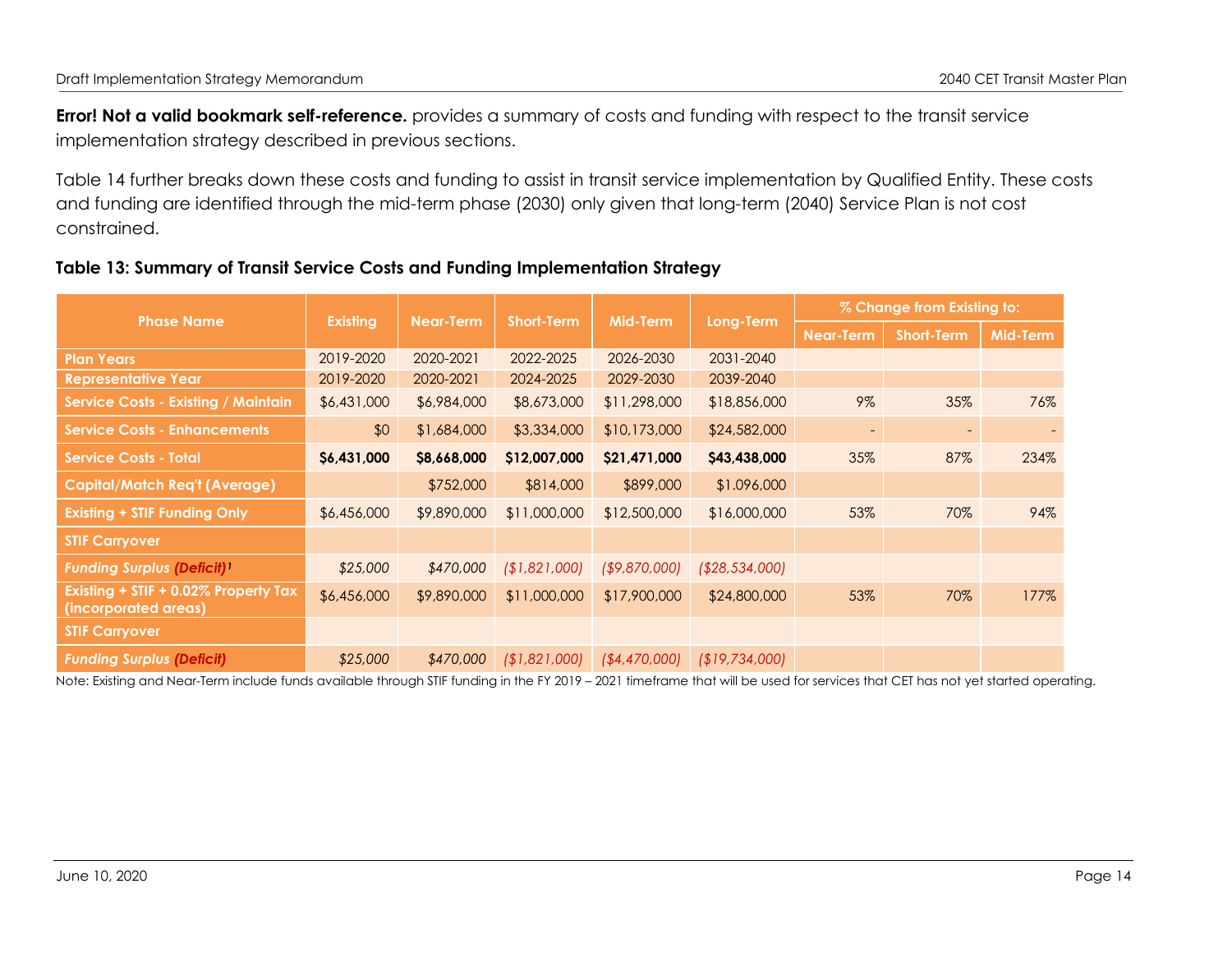**Error! Not a valid bookmark self-reference.** provides a summary of costs and funding with respect to the transit service implementation strategy described in previous sections.

Table 14 further breaks down these costs and funding to assist in transit service implementation by Qualified Entity. These costs and funding are identified through the mid-term phase (2030) only given that long-term (2040) Service Plan is not cost constrained.

**Table 13: Summary of Transit Service Costs and Funding Implementation Strategy**

| Phase Name | Existing | Near-Term | Short-Term | Mid-Term | Long-Term | % Change from Existing to: | | |
|---|---|---|---|---|---|---|---|---|
| | | | | | | Near-Term | Short-Term | Mid-Term |
| Plan Years | 2019-2020 | 2020-2021 | 2022-2025 | 2026-2030 | 2031-2040 | | | |
| Representative Year | 2019-2020 | 2020-2021 | 2024-2025 | 2029-2030 | 2039-2040 | | | |
| Service Costs - Existing / Maintain | $6,431,000 | $6,984,000 | $8,673,000 | $11,298,000 | $18,856,000 | 9% | 35% | 76% |
| Service Costs - Enhancements | $0 | $1,684,000 | $3,334,000 | $10,173,000 | $24,582,000 | - | - | - |
| Service Costs - Total | **$6,431,000** | **$8,668,000** | **$12,007,000** | **$21,471,000** | **$43,438,000** | 35% | 87% | 234% |
| Capital/Match Req't (Average) | | $752,000 | $814,000 | $899,000 | $1,096,000 | | | |
| Existing + STIF Funding Only | $6,456,000 | $9,890,000 | $11,000,000 | $12,500,000 | $16,000,000 | 53% | 70% | 94% |
| STIF Carryover | | | | | | | | |
| *Funding Surplus (Deficit)*[1] | *$25,000* | *$470,000* | *($1,821,000)* | *($9,870,000)* | *($28,534,000)* | | | |
| Existing + STIF + 0.02% Property Tax (incorporated areas) | $6,456,000 | $9,890,000 | $11,000,000 | $17,900,000 | $24,800,000 | 53% | 70% | 177% |
| STIF Carryover | | | | | | | | |
| *Funding Surplus (Deficit)* | *$25,000* | *$470,000* | *($1,821,000)* | *($4,470,000)* | *($19,734,000)* | | | |

Note: Existing and Near-Term include funds available through STIF funding in the FY 2019 – 2021 timeframe that will be used for services that CET has not yet started operating.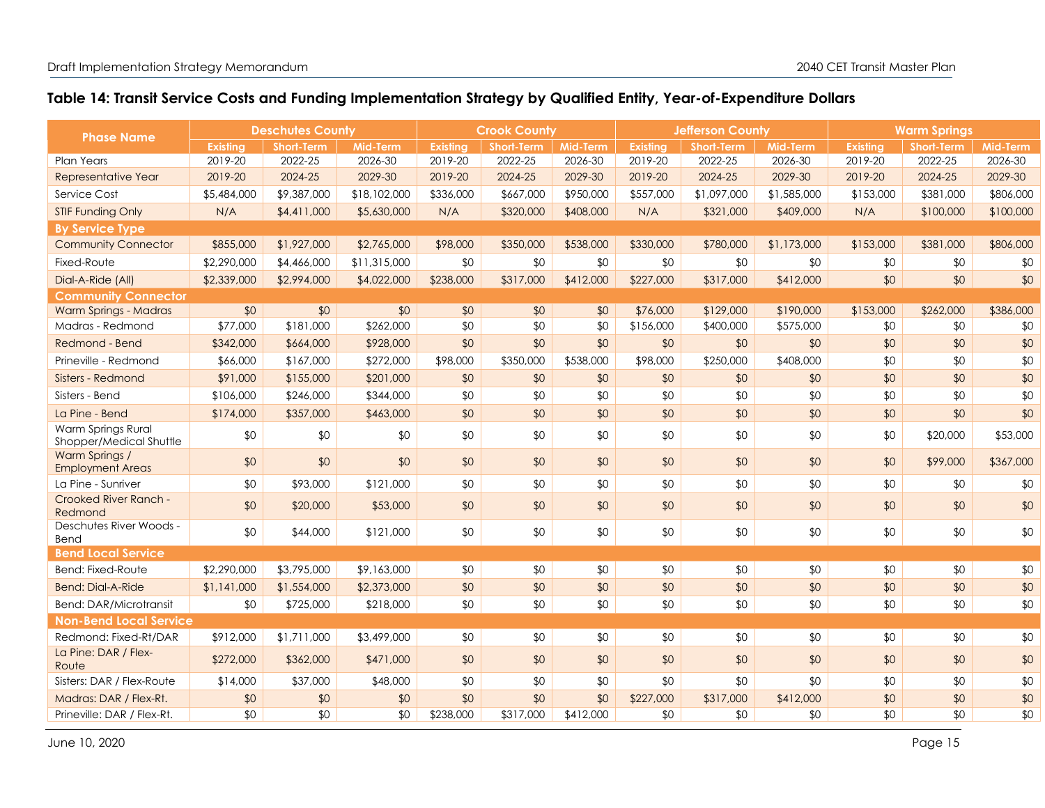## Table 14: Transit Service Costs and Funding Implementation Strategy by Qualified Entity, Year-of-Expenditure Dollars

| Phase Name | Deschutes County | | | Crook County | | | Jefferson County | | | Warm Springs | | |
|---|---|---|---|---|---|---|---|---|---|---|---|---|
| | Existing | Short-Term | Mid-Term | Existing | Short-Term | Mid-Term | Existing | Short-Term | Mid-Term | Existing | Short-Term | Mid-Term |
| Plan Years | 2019-20 | 2022-25 | 2026-30 | 2019-20 | 2022-25 | 2026-30 | 2019-20 | 2022-25 | 2026-30 | 2019-20 | 2022-25 | 2026-30 |
| Representative Year | 2019-20 | 2024-25 | 2029-30 | 2019-20 | 2024-25 | 2029-30 | 2019-20 | 2024-25 | 2029-30 | 2019-20 | 2024-25 | 2029-30 |
| Service Cost | $5,484,000 | $9,387,000 | $18,102,000 | $336,000 | $667,000 | $950,000 | $557,000 | $1,097,000 | $1,585,000 | $153,000 | $381,000 | $806,000 |
| STIF Funding Only | N/A | $4,411,000 | $5,630,000 | N/A | $320,000 | $408,000 | N/A | $321,000 | $409,000 | N/A | $100,000 | $100,000 |
| **By Service Type** | | | | | | | | | | | | |
| Community Connector | $855,000 | $1,927,000 | $2,765,000 | $98,000 | $350,000 | $538,000 | $330,000 | $780,000 | $1,173,000 | $153,000 | $381,000 | $806,000 |
| Fixed-Route | $2,290,000 | $4,466,000 | $11,315,000 | $0 | $0 | $0 | $0 | $0 | $0 | $0 | $0 | $0 |
| Dial-A-Ride (All) | $2,339,000 | $2,994,000 | $4,022,000 | $238,000 | $317,000 | $412,000 | $227,000 | $317,000 | $412,000 | $0 | $0 | $0 |
| **Community Connector** | | | | | | | | | | | | |
| Warm Springs - Madras | $0 | $0 | $0 | $0 | $0 | $0 | $76,000 | $129,000 | $190,000 | $153,000 | $262,000 | $386,000 |
| Madras - Redmond | $77,000 | $181,000 | $262,000 | $0 | $0 | $0 | $156,000 | $400,000 | $575,000 | $0 | $0 | $0 |
| Redmond - Bend | $342,000 | $664,000 | $928,000 | $0 | $0 | $0 | $0 | $0 | $0 | $0 | $0 | $0 |
| Prineville - Redmond | $66,000 | $167,000 | $272,000 | $98,000 | $350,000 | $538,000 | $98,000 | $250,000 | $408,000 | $0 | $0 | $0 |
| Sisters - Redmond | $91,000 | $155,000 | $201,000 | $0 | $0 | $0 | $0 | $0 | $0 | $0 | $0 | $0 |
| Sisters - Bend | $106,000 | $246,000 | $344,000 | $0 | $0 | $0 | $0 | $0 | $0 | $0 | $0 | $0 |
| La Pine - Bend | $174,000 | $357,000 | $463,000 | $0 | $0 | $0 | $0 | $0 | $0 | $0 | $0 | $0 |
| Warm Springs Rural Shopper/Medical Shuttle | $0 | $0 | $0 | $0 | $0 | $0 | $0 | $0 | $0 | $0 | $20,000 | $53,000 |
| Warm Springs / Employment Areas | $0 | $0 | $0 | $0 | $0 | $0 | $0 | $0 | $0 | $0 | $99,000 | $367,000 |
| La Pine - Sunriver | $0 | $93,000 | $121,000 | $0 | $0 | $0 | $0 | $0 | $0 | $0 | $0 | $0 |
| Crooked River Ranch - Redmond | $0 | $20,000 | $53,000 | $0 | $0 | $0 | $0 | $0 | $0 | $0 | $0 | $0 |
| Deschutes River Woods - Bend | $0 | $44,000 | $121,000 | $0 | $0 | $0 | $0 | $0 | $0 | $0 | $0 | $0 |
| **Bend Local Service** | | | | | | | | | | | | |
| Bend: Fixed-Route | $2,290,000 | $3,795,000 | $9,163,000 | $0 | $0 | $0 | $0 | $0 | $0 | $0 | $0 | $0 |
| Bend: Dial-A-Ride | $1,141,000 | $1,554,000 | $2,373,000 | $0 | $0 | $0 | $0 | $0 | $0 | $0 | $0 | $0 |
| Bend: DAR/Microtransit | $0 | $725,000 | $218,000 | $0 | $0 | $0 | $0 | $0 | $0 | $0 | $0 | $0 |
| **Non-Bend Local Service** | | | | | | | | | | | | |
| Redmond: Fixed-Rt/DAR | $912,000 | $1,711,000 | $3,499,000 | $0 | $0 | $0 | $0 | $0 | $0 | $0 | $0 | $0 |
| La Pine: DAR / Flex-Route | $272,000 | $362,000 | $471,000 | $0 | $0 | $0 | $0 | $0 | $0 | $0 | $0 | $0 |
| Sisters: DAR / Flex-Route | $14,000 | $37,000 | $48,000 | $0 | $0 | $0 | $0 | $0 | $0 | $0 | $0 | $0 |
| Madras: DAR / Flex-Rt. | $0 | $0 | $0 | $0 | $0 | $0 | $227,000 | $317,000 | $412,000 | $0 | $0 | $0 |
| Prineville: DAR / Flex-Rt. | $0 | $0 | $0 | $238,000 | $317,000 | $412,000 | $0 | $0 | $0 | $0 | $0 | $0 |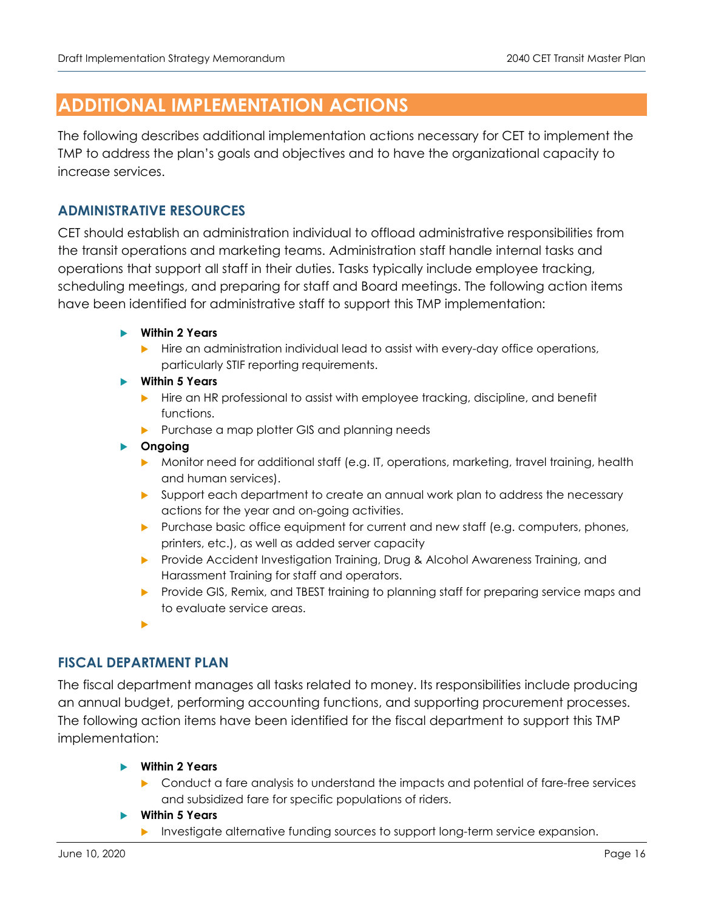# ADDITIONAL IMPLEMENTATION ACTIONS

The following describes additional implementation actions necessary for CET to implement the TMP to address the plan's goals and objectives and to have the organizational capacity to increase services.

## ADMINISTRATIVE RESOURCES

CET should establish an administration individual to offload administrative responsibilities from the transit operations and marketing teams. Administration staff handle internal tasks and operations that support all staff in their duties. Tasks typically include employee tracking, scheduling meetings, and preparing for staff and Board meetings. The following action items have been identified for administrative staff to support this TMP implementation:

- **Within 2 Years**
  - Hire an administration individual lead to assist with every-day office operations, particularly STIF reporting requirements.
- **Within 5 Years**
  - Hire an HR professional to assist with employee tracking, discipline, and benefit functions.
  - Purchase a map plotter GIS and planning needs
- **Ongoing**
  - Monitor need for additional staff (e.g. IT, operations, marketing, travel training, health and human services).
  - Support each department to create an annual work plan to address the necessary actions for the year and on-going activities.
  - Purchase basic office equipment for current and new staff (e.g. computers, phones, printers, etc.), as well as added server capacity
  - Provide Accident Investigation Training, Drug & Alcohol Awareness Training, and Harassment Training for staff and operators.
  - Provide GIS, Remix, and TBEST training to planning staff for preparing service maps and to evaluate service areas.

## FISCAL DEPARTMENT PLAN

The fiscal department manages all tasks related to money. Its responsibilities include producing an annual budget, performing accounting functions, and supporting procurement processes. The following action items have been identified for the fiscal department to support this TMP implementation:

- **Within 2 Years**
  - Conduct a fare analysis to understand the impacts and potential of fare-free services and subsidized fare for specific populations of riders.
- **Within 5 Years**
  - Investigate alternative funding sources to support long-term service expansion.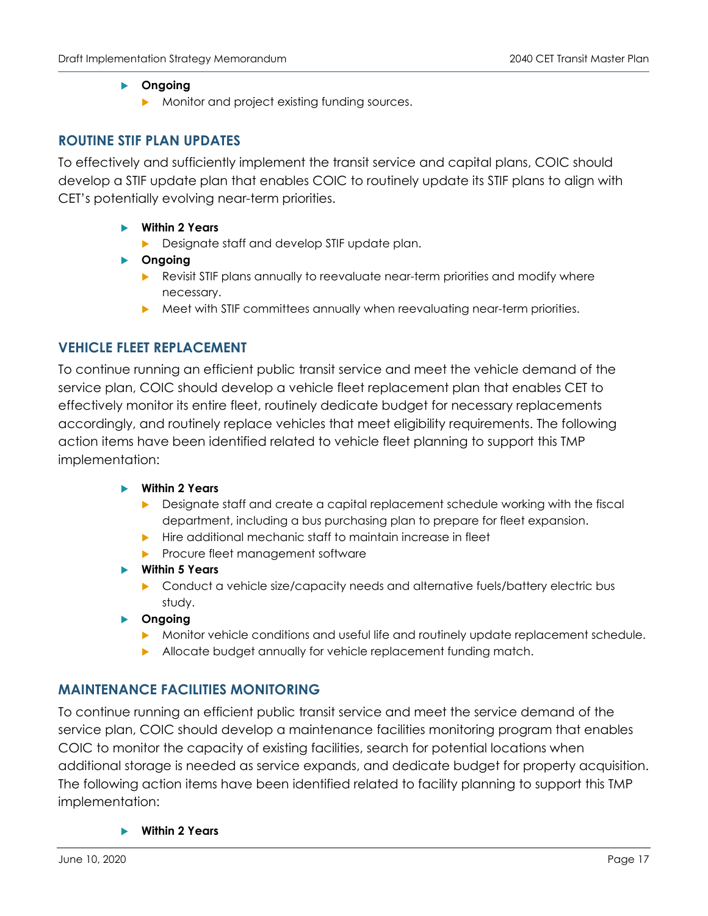- **Ongoing**
  - Monitor and project existing funding sources.

### ROUTINE STIF PLAN UPDATES

To effectively and sufficiently implement the transit service and capital plans, COIC should develop a STIF update plan that enables COIC to routinely update its STIF plans to align with CET's potentially evolving near-term priorities.

- **Within 2 Years**
  - Designate staff and develop STIF update plan.
- **Ongoing**
  - Revisit STIF plans annually to reevaluate near-term priorities and modify where necessary.
  - Meet with STIF committees annually when reevaluating near-term priorities.

### VEHICLE FLEET REPLACEMENT

To continue running an efficient public transit service and meet the vehicle demand of the service plan, COIC should develop a vehicle fleet replacement plan that enables CET to effectively monitor its entire fleet, routinely dedicate budget for necessary replacements accordingly, and routinely replace vehicles that meet eligibility requirements. The following action items have been identified related to vehicle fleet planning to support this TMP implementation:

- **Within 2 Years**
  - Designate staff and create a capital replacement schedule working with the fiscal department, including a bus purchasing plan to prepare for fleet expansion.
  - Hire additional mechanic staff to maintain increase in fleet
  - Procure fleet management software
- **Within 5 Years**
  - Conduct a vehicle size/capacity needs and alternative fuels/battery electric bus study.
- **Ongoing**
  - Monitor vehicle conditions and useful life and routinely update replacement schedule.
  - Allocate budget annually for vehicle replacement funding match.

### MAINTENANCE FACILITIES MONITORING

To continue running an efficient public transit service and meet the service demand of the service plan, COIC should develop a maintenance facilities monitoring program that enables COIC to monitor the capacity of existing facilities, search for potential locations when additional storage is needed as service expands, and dedicate budget for property acquisition. The following action items have been identified related to facility planning to support this TMP implementation:

- **Within 2 Years**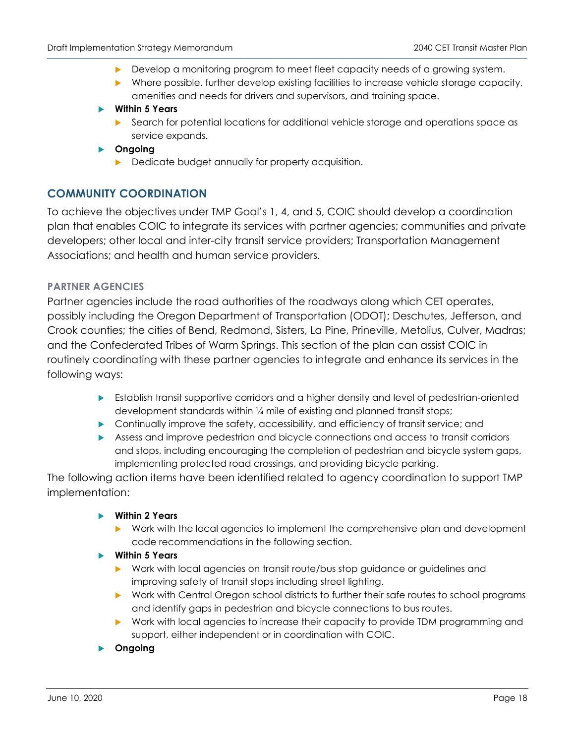- Develop a monitoring program to meet fleet capacity needs of a growing system.
- Where possible, further develop existing facilities to increase vehicle storage capacity, amenities and needs for drivers and supervisors, and training space.

- **Within 5 Years**
  - Search for potential locations for additional vehicle storage and operations space as service expands.
- **Ongoing**
  - Dedicate budget annually for property acquisition.

## COMMUNITY COORDINATION

To achieve the objectives under TMP Goal's 1, 4, and 5, COIC should develop a coordination plan that enables COIC to integrate its services with partner agencies; communities and private developers; other local and inter-city transit service providers; Transportation Management Associations; and health and human service providers.

### PARTNER AGENCIES

Partner agencies include the road authorities of the roadways along which CET operates, possibly including the Oregon Department of Transportation (ODOT); Deschutes, Jefferson, and Crook counties; the cities of Bend, Redmond, Sisters, La Pine, Prineville, Metolius, Culver, Madras; and the Confederated Tribes of Warm Springs. This section of the plan can assist COIC in routinely coordinating with these partner agencies to integrate and enhance its services in the following ways:

- Establish transit supportive corridors and a higher density and level of pedestrian-oriented development standards within ¼ mile of existing and planned transit stops;
- Continually improve the safety, accessibility, and efficiency of transit service; and
- Assess and improve pedestrian and bicycle connections and access to transit corridors and stops, including encouraging the completion of pedestrian and bicycle system gaps, implementing protected road crossings, and providing bicycle parking.

The following action items have been identified related to agency coordination to support TMP implementation:

- **Within 2 Years**
  - Work with the local agencies to implement the comprehensive plan and development code recommendations in the following section.
- **Within 5 Years**
  - Work with local agencies on transit route/bus stop guidance or guidelines and improving safety of transit stops including street lighting.
  - Work with Central Oregon school districts to further their safe routes to school programs and identify gaps in pedestrian and bicycle connections to bus routes.
  - Work with local agencies to increase their capacity to provide TDM programming and support, either independent or in coordination with COIC.
- **Ongoing**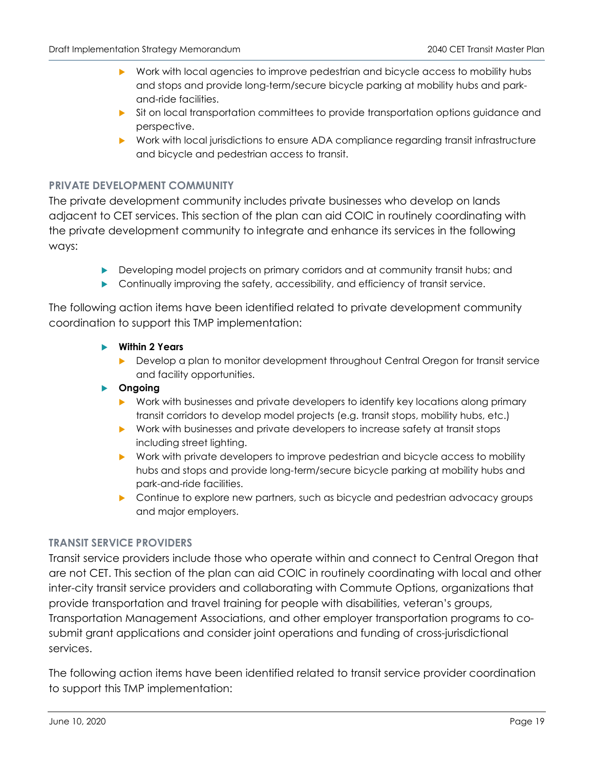- Work with local agencies to improve pedestrian and bicycle access to mobility hubs and stops and provide long-term/secure bicycle parking at mobility hubs and park-and-ride facilities.
- Sit on local transportation committees to provide transportation options guidance and perspective.
- Work with local jurisdictions to ensure ADA compliance regarding transit infrastructure and bicycle and pedestrian access to transit.

### PRIVATE DEVELOPMENT COMMUNITY

The private development community includes private businesses who develop on lands adjacent to CET services. This section of the plan can aid COIC in routinely coordinating with the private development community to integrate and enhance its services in the following ways:

- Developing model projects on primary corridors and at community transit hubs; and
- Continually improving the safety, accessibility, and efficiency of transit service.

The following action items have been identified related to private development community coordination to support this TMP implementation:

- **Within 2 Years**
  - Develop a plan to monitor development throughout Central Oregon for transit service and facility opportunities.
- **Ongoing**
  - Work with businesses and private developers to identify key locations along primary transit corridors to develop model projects (e.g. transit stops, mobility hubs, etc.)
  - Work with businesses and private developers to increase safety at transit stops including street lighting.
  - Work with private developers to improve pedestrian and bicycle access to mobility hubs and stops and provide long-term/secure bicycle parking at mobility hubs and park-and-ride facilities.
  - Continue to explore new partners, such as bicycle and pedestrian advocacy groups and major employers.

### TRANSIT SERVICE PROVIDERS

Transit service providers include those who operate within and connect to Central Oregon that are not CET. This section of the plan can aid COIC in routinely coordinating with local and other inter-city transit service providers and collaborating with Commute Options, organizations that provide transportation and travel training for people with disabilities, veteran's groups, Transportation Management Associations, and other employer transportation programs to co-submit grant applications and consider joint operations and funding of cross-jurisdictional services.

The following action items have been identified related to transit service provider coordination to support this TMP implementation: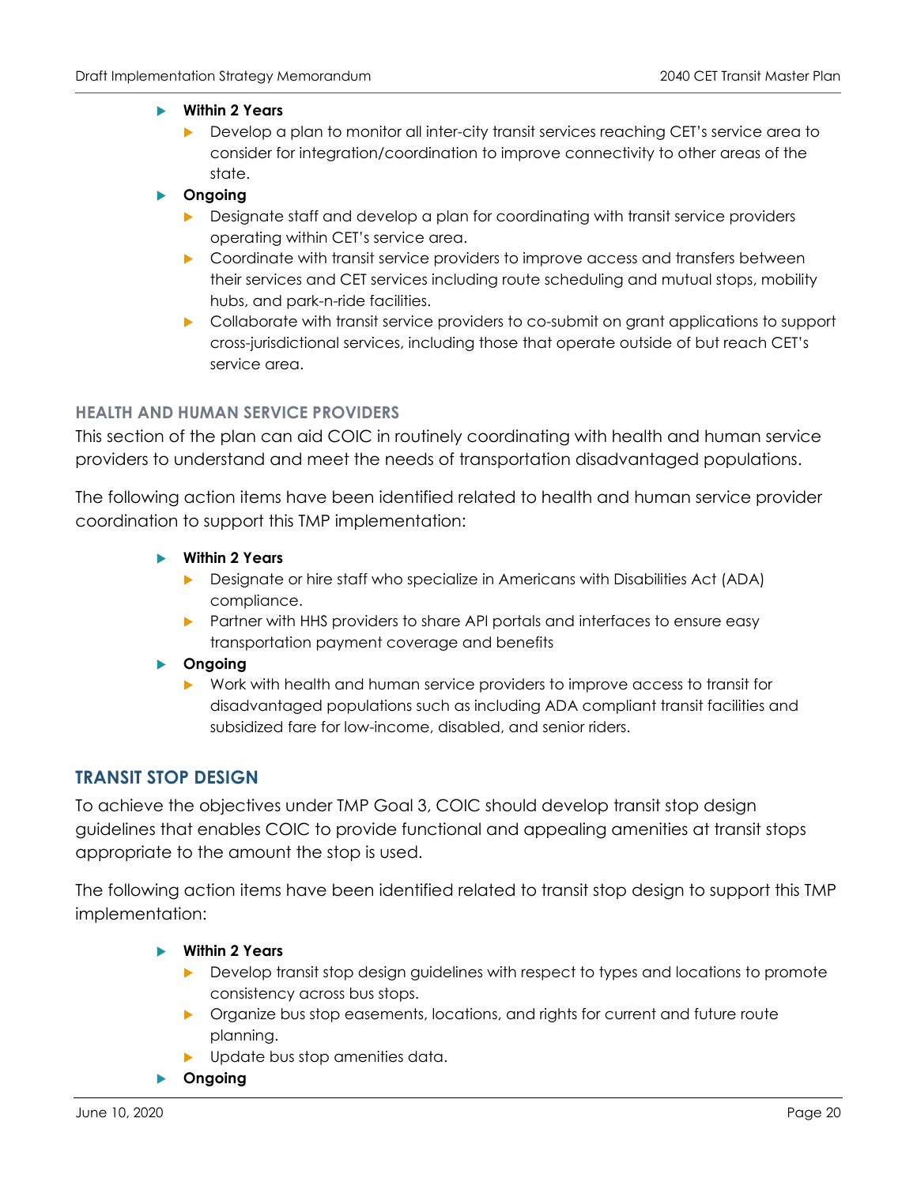- **Within 2 Years**
  - Develop a plan to monitor all inter-city transit services reaching CET's service area to consider for integration/coordination to improve connectivity to other areas of the state.
- **Ongoing**
  - Designate staff and develop a plan for coordinating with transit service providers operating within CET's service area.
  - Coordinate with transit service providers to improve access and transfers between their services and CET services including route scheduling and mutual stops, mobility hubs, and park-n-ride facilities.
  - Collaborate with transit service providers to co-submit on grant applications to support cross-jurisdictional services, including those that operate outside of but reach CET's service area.

### HEALTH AND HUMAN SERVICE PROVIDERS

This section of the plan can aid COIC in routinely coordinating with health and human service providers to understand and meet the needs of transportation disadvantaged populations.

The following action items have been identified related to health and human service provider coordination to support this TMP implementation:

- **Within 2 Years**
  - Designate or hire staff who specialize in Americans with Disabilities Act (ADA) compliance.
  - Partner with HHS providers to share API portals and interfaces to ensure easy transportation payment coverage and benefits
- **Ongoing**
  - Work with health and human service providers to improve access to transit for disadvantaged populations such as including ADA compliant transit facilities and subsidized fare for low-income, disabled, and senior riders.

## TRANSIT STOP DESIGN

To achieve the objectives under TMP Goal 3, COIC should develop transit stop design guidelines that enables COIC to provide functional and appealing amenities at transit stops appropriate to the amount the stop is used.

The following action items have been identified related to transit stop design to support this TMP implementation:

- **Within 2 Years**
  - Develop transit stop design guidelines with respect to types and locations to promote consistency across bus stops.
  - Organize bus stop easements, locations, and rights for current and future route planning.
  - Update bus stop amenities data.
- **Ongoing**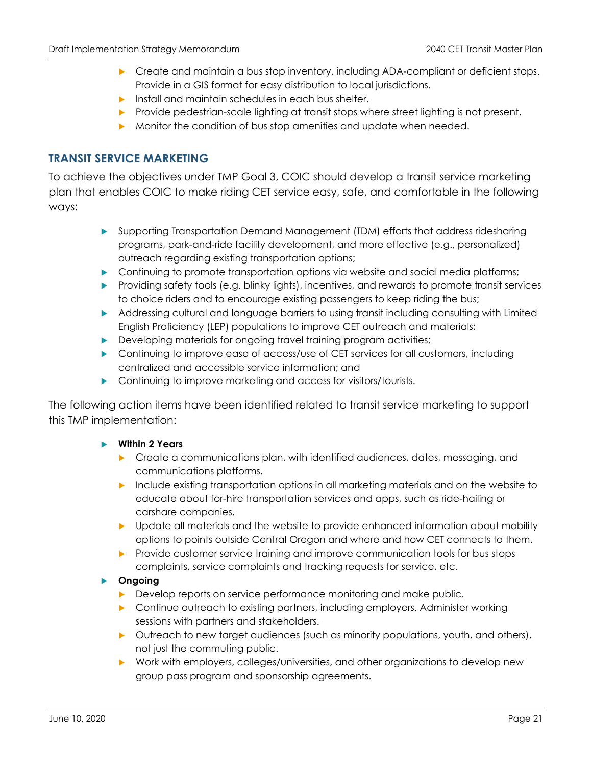- Create and maintain a bus stop inventory, including ADA-compliant or deficient stops. Provide in a GIS format for easy distribution to local jurisdictions.
- Install and maintain schedules in each bus shelter.
- Provide pedestrian-scale lighting at transit stops where street lighting is not present.
- Monitor the condition of bus stop amenities and update when needed.

## TRANSIT SERVICE MARKETING

To achieve the objectives under TMP Goal 3, COIC should develop a transit service marketing plan that enables COIC to make riding CET service easy, safe, and comfortable in the following ways:

- Supporting Transportation Demand Management (TDM) efforts that address ridesharing programs, park-and-ride facility development, and more effective (e.g., personalized) outreach regarding existing transportation options;
- Continuing to promote transportation options via website and social media platforms;
- Providing safety tools (e.g. blinky lights), incentives, and rewards to promote transit services to choice riders and to encourage existing passengers to keep riding the bus;
- Addressing cultural and language barriers to using transit including consulting with Limited English Proficiency (LEP) populations to improve CET outreach and materials;
- Developing materials for ongoing travel training program activities;
- Continuing to improve ease of access/use of CET services for all customers, including centralized and accessible service information; and
- Continuing to improve marketing and access for visitors/tourists.

The following action items have been identified related to transit service marketing to support this TMP implementation:

- **Within 2 Years**
  - Create a communications plan, with identified audiences, dates, messaging, and communications platforms.
  - Include existing transportation options in all marketing materials and on the website to educate about for-hire transportation services and apps, such as ride-hailing or carshare companies.
  - Update all materials and the website to provide enhanced information about mobility options to points outside Central Oregon and where and how CET connects to them.
  - Provide customer service training and improve communication tools for bus stops complaints, service complaints and tracking requests for service, etc.
- **Ongoing**
  - Develop reports on service performance monitoring and make public.
  - Continue outreach to existing partners, including employers. Administer working sessions with partners and stakeholders.
  - Outreach to new target audiences (such as minority populations, youth, and others), not just the commuting public.
  - Work with employers, colleges/universities, and other organizations to develop new group pass program and sponsorship agreements.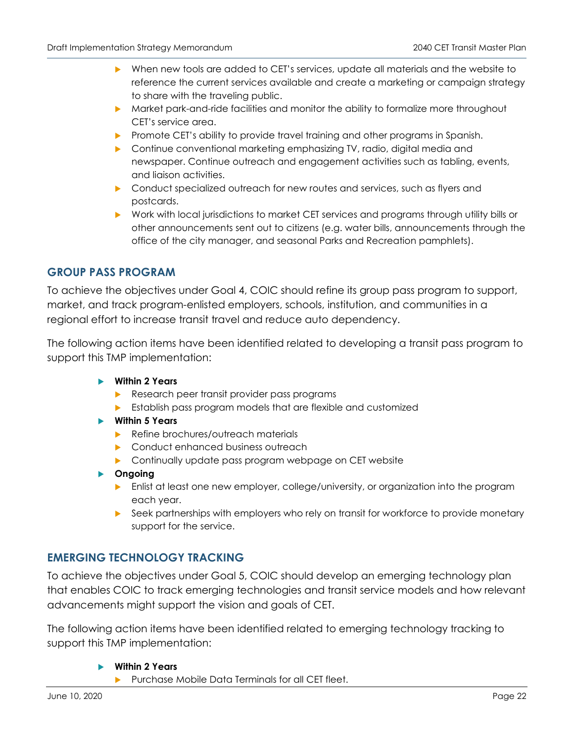- When new tools are added to CET's services, update all materials and the website to reference the current services available and create a marketing or campaign strategy to share with the traveling public.
- Market park-and-ride facilities and monitor the ability to formalize more throughout CET's service area.
- Promote CET's ability to provide travel training and other programs in Spanish.
- Continue conventional marketing emphasizing TV, radio, digital media and newspaper. Continue outreach and engagement activities such as tabling, events, and liaison activities.
- Conduct specialized outreach for new routes and services, such as flyers and postcards.
- Work with local jurisdictions to market CET services and programs through utility bills or other announcements sent out to citizens (e.g. water bills, announcements through the office of the city manager, and seasonal Parks and Recreation pamphlets).

## GROUP PASS PROGRAM

To achieve the objectives under Goal 4, COIC should refine its group pass program to support, market, and track program-enlisted employers, schools, institution, and communities in a regional effort to increase transit travel and reduce auto dependency.

The following action items have been identified related to developing a transit pass program to support this TMP implementation:

- **Within 2 Years**
  - Research peer transit provider pass programs
  - Establish pass program models that are flexible and customized
- **Within 5 Years**
  - Refine brochures/outreach materials
  - Conduct enhanced business outreach
  - Continually update pass program webpage on CET website
- **Ongoing**
  - Enlist at least one new employer, college/university, or organization into the program each year.
  - Seek partnerships with employers who rely on transit for workforce to provide monetary support for the service.

## EMERGING TECHNOLOGY TRACKING

To achieve the objectives under Goal 5, COIC should develop an emerging technology plan that enables COIC to track emerging technologies and transit service models and how relevant advancements might support the vision and goals of CET.

The following action items have been identified related to emerging technology tracking to support this TMP implementation:

- **Within 2 Years**
  - Purchase Mobile Data Terminals for all CET fleet.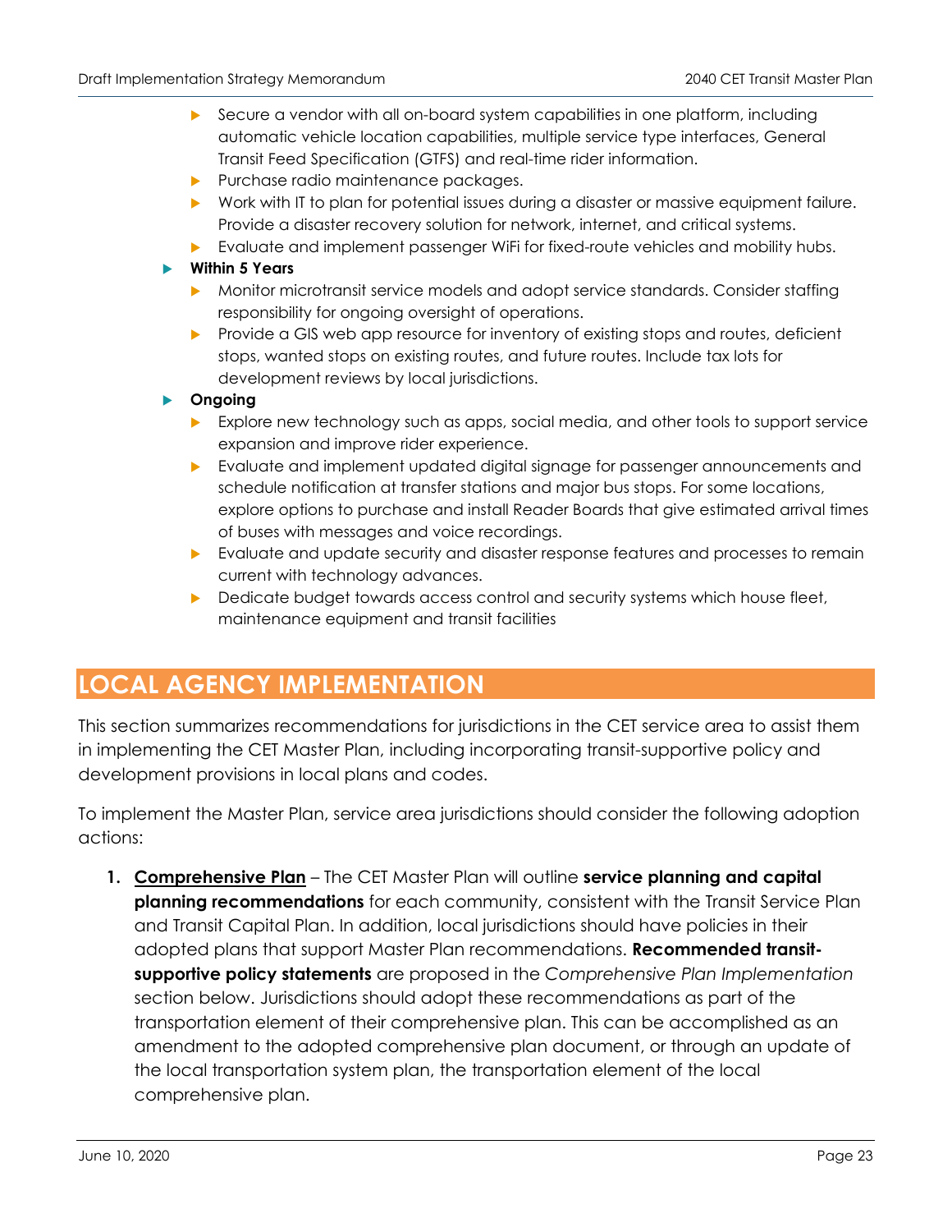- Secure a vendor with all on-board system capabilities in one platform, including automatic vehicle location capabilities, multiple service type interfaces, General Transit Feed Specification (GTFS) and real-time rider information.
  - Purchase radio maintenance packages.
  - Work with IT to plan for potential issues during a disaster or massive equipment failure. Provide a disaster recovery solution for network, internet, and critical systems.
  - Evaluate and implement passenger WiFi for fixed-route vehicles and mobility hubs.
- **Within 5 Years**
  - Monitor microtransit service models and adopt service standards. Consider staffing responsibility for ongoing oversight of operations.
  - Provide a GIS web app resource for inventory of existing stops and routes, deficient stops, wanted stops on existing routes, and future routes. Include tax lots for development reviews by local jurisdictions.
- **Ongoing**
  - Explore new technology such as apps, social media, and other tools to support service expansion and improve rider experience.
  - Evaluate and implement updated digital signage for passenger announcements and schedule notification at transfer stations and major bus stops. For some locations, explore options to purchase and install Reader Boards that give estimated arrival times of buses with messages and voice recordings.
  - Evaluate and update security and disaster response features and processes to remain current with technology advances.
  - Dedicate budget towards access control and security systems which house fleet, maintenance equipment and transit facilities

# LOCAL AGENCY IMPLEMENTATION

This section summarizes recommendations for jurisdictions in the CET service area to assist them in implementing the CET Master Plan, including incorporating transit-supportive policy and development provisions in local plans and codes.

To implement the Master Plan, service area jurisdictions should consider the following adoption actions:

1. **Comprehensive Plan** – The CET Master Plan will outline **service planning and capital planning recommendations** for each community, consistent with the Transit Service Plan and Transit Capital Plan. In addition, local jurisdictions should have policies in their adopted plans that support Master Plan recommendations. **Recommended transit-supportive policy statements** are proposed in the *Comprehensive Plan Implementation* section below. Jurisdictions should adopt these recommendations as part of the transportation element of their comprehensive plan. This can be accomplished as an amendment to the adopted comprehensive plan document, or through an update of the local transportation system plan, the transportation element of the local comprehensive plan.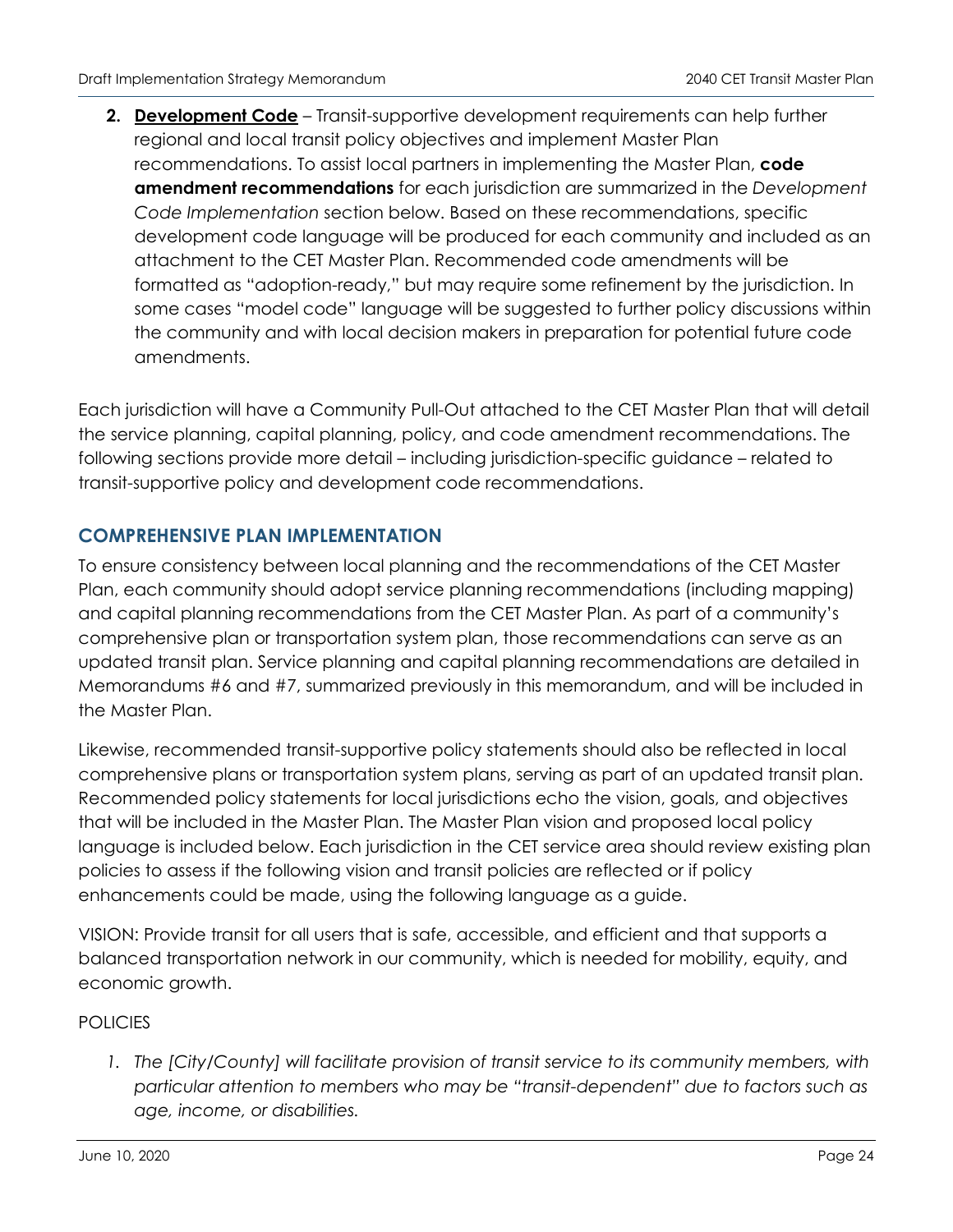2. **Development Code** – Transit-supportive development requirements can help further regional and local transit policy objectives and implement Master Plan recommendations. To assist local partners in implementing the Master Plan, **code amendment recommendations** for each jurisdiction are summarized in the *Development Code Implementation* section below. Based on these recommendations, specific development code language will be produced for each community and included as an attachment to the CET Master Plan. Recommended code amendments will be formatted as "adoption-ready," but may require some refinement by the jurisdiction. In some cases "model code" language will be suggested to further policy discussions within the community and with local decision makers in preparation for potential future code amendments.

Each jurisdiction will have a Community Pull-Out attached to the CET Master Plan that will detail the service planning, capital planning, policy, and code amendment recommendations. The following sections provide more detail – including jurisdiction-specific guidance – related to transit-supportive policy and development code recommendations.

## COMPREHENSIVE PLAN IMPLEMENTATION

To ensure consistency between local planning and the recommendations of the CET Master Plan, each community should adopt service planning recommendations (including mapping) and capital planning recommendations from the CET Master Plan. As part of a community's comprehensive plan or transportation system plan, those recommendations can serve as an updated transit plan. Service planning and capital planning recommendations are detailed in Memorandums #6 and #7, summarized previously in this memorandum, and will be included in the Master Plan.

Likewise, recommended transit-supportive policy statements should also be reflected in local comprehensive plans or transportation system plans, serving as part of an updated transit plan. Recommended policy statements for local jurisdictions echo the vision, goals, and objectives that will be included in the Master Plan. The Master Plan vision and proposed local policy language is included below. Each jurisdiction in the CET service area should review existing plan policies to assess if the following vision and transit policies are reflected or if policy enhancements could be made, using the following language as a guide.

VISION: Provide transit for all users that is safe, accessible, and efficient and that supports a balanced transportation network in our community, which is needed for mobility, equity, and economic growth.

POLICIES

1. *The [City/County] will facilitate provision of transit service to its community members, with particular attention to members who may be "transit-dependent" due to factors such as age, income, or disabilities.*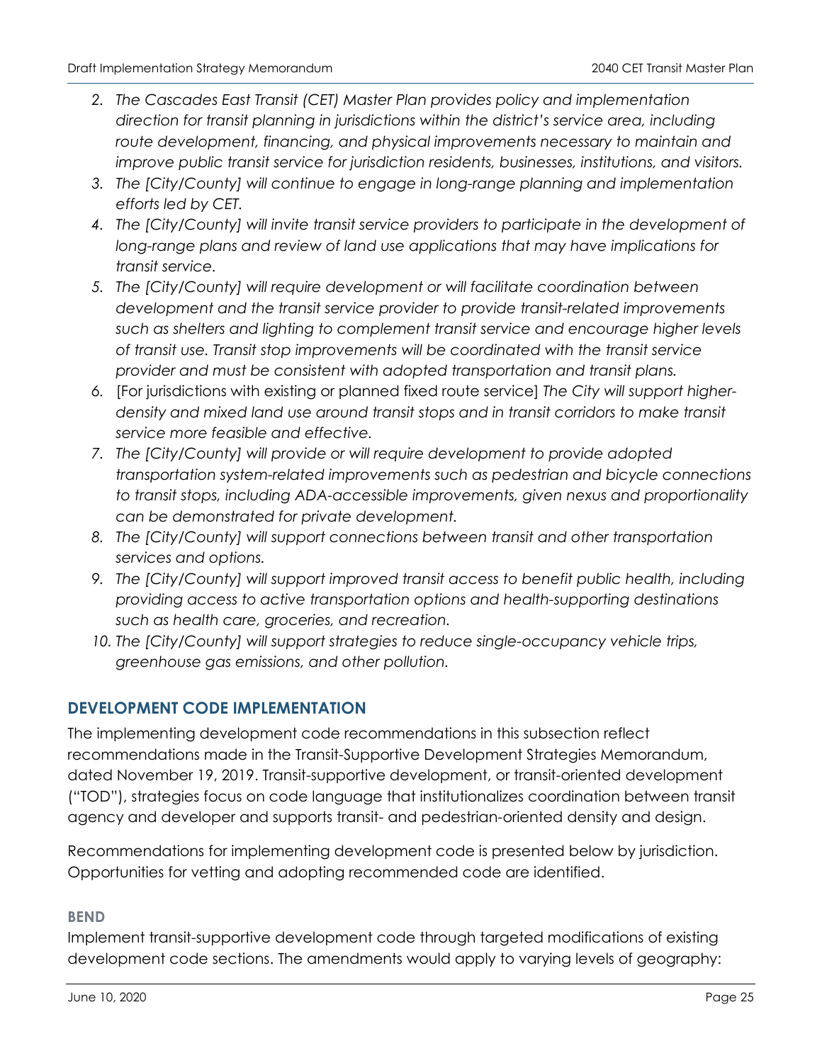2. *The Cascades East Transit (CET) Master Plan provides policy and implementation direction for transit planning in jurisdictions within the district's service area, including route development, financing, and physical improvements necessary to maintain and improve public transit service for jurisdiction residents, businesses, institutions, and visitors.*
3. *The [City/County] will continue to engage in long-range planning and implementation efforts led by CET.*
4. *The [City/County] will invite transit service providers to participate in the development of long-range plans and review of land use applications that may have implications for transit service.*
5. *The [City/County] will require development or will facilitate coordination between development and the transit service provider to provide transit-related improvements such as shelters and lighting to complement transit service and encourage higher levels of transit use. Transit stop improvements will be coordinated with the transit service provider and must be consistent with adopted transportation and transit plans.*
6. [For jurisdictions with existing or planned fixed route service] *The City will support higher-density and mixed land use around transit stops and in transit corridors to make transit service more feasible and effective.*
7. *The [City/County] will provide or will require development to provide adopted transportation system-related improvements such as pedestrian and bicycle connections to transit stops, including ADA-accessible improvements, given nexus and proportionality can be demonstrated for private development.*
8. *The [City/County] will support connections between transit and other transportation services and options.*
9. *The [City/County] will support improved transit access to benefit public health, including providing access to active transportation options and health-supporting destinations such as health care, groceries, and recreation.*
10. *The [City/County] will support strategies to reduce single-occupancy vehicle trips, greenhouse gas emissions, and other pollution.*

## DEVELOPMENT CODE IMPLEMENTATION

The implementing development code recommendations in this subsection reflect recommendations made in the Transit-Supportive Development Strategies Memorandum, dated November 19, 2019. Transit-supportive development, or transit-oriented development ("TOD"), strategies focus on code language that institutionalizes coordination between transit agency and developer and supports transit- and pedestrian-oriented density and design.

Recommendations for implementing development code is presented below by jurisdiction. Opportunities for vetting and adopting recommended code are identified.

### BEND

Implement transit-supportive development code through targeted modifications of existing development code sections. The amendments would apply to varying levels of geography: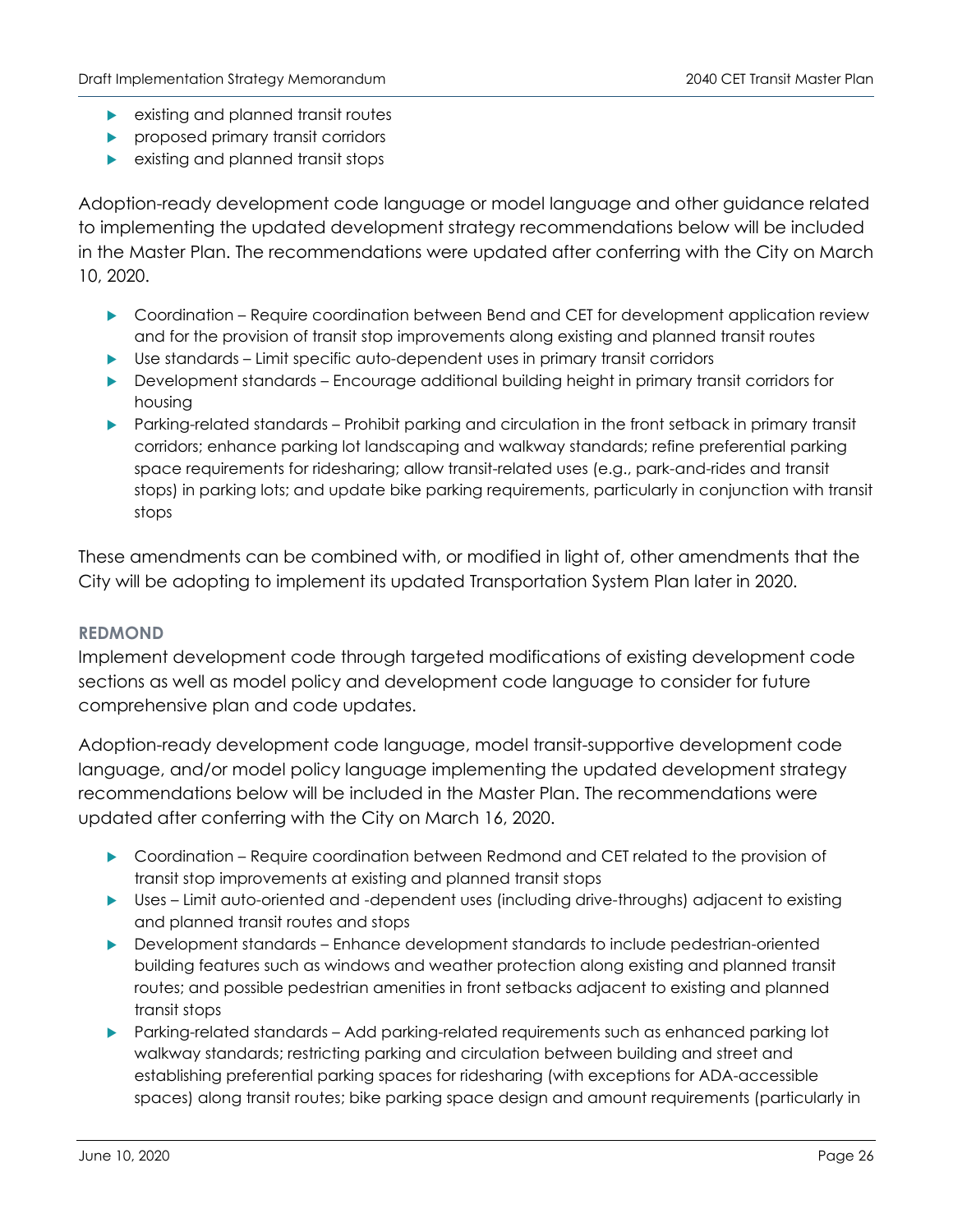- existing and planned transit routes
- proposed primary transit corridors
- existing and planned transit stops

Adoption-ready development code language or model language and other guidance related to implementing the updated development strategy recommendations below will be included in the Master Plan. The recommendations were updated after conferring with the City on March 10, 2020.

- Coordination – Require coordination between Bend and CET for development application review and for the provision of transit stop improvements along existing and planned transit routes
- Use standards – Limit specific auto-dependent uses in primary transit corridors
- Development standards – Encourage additional building height in primary transit corridors for housing
- Parking-related standards – Prohibit parking and circulation in the front setback in primary transit corridors; enhance parking lot landscaping and walkway standards; refine preferential parking space requirements for ridesharing; allow transit-related uses (e.g., park-and-rides and transit stops) in parking lots; and update bike parking requirements, particularly in conjunction with transit stops

These amendments can be combined with, or modified in light of, other amendments that the City will be adopting to implement its updated Transportation System Plan later in 2020.

#### REDMOND

Implement development code through targeted modifications of existing development code sections as well as model policy and development code language to consider for future comprehensive plan and code updates.

Adoption-ready development code language, model transit-supportive development code language, and/or model policy language implementing the updated development strategy recommendations below will be included in the Master Plan. The recommendations were updated after conferring with the City on March 16, 2020.

- Coordination – Require coordination between Redmond and CET related to the provision of transit stop improvements at existing and planned transit stops
- Uses – Limit auto-oriented and -dependent uses (including drive-throughs) adjacent to existing and planned transit routes and stops
- Development standards – Enhance development standards to include pedestrian-oriented building features such as windows and weather protection along existing and planned transit routes; and possible pedestrian amenities in front setbacks adjacent to existing and planned transit stops
- Parking-related standards – Add parking-related requirements such as enhanced parking lot walkway standards; restricting parking and circulation between building and street and establishing preferential parking spaces for ridesharing (with exceptions for ADA-accessible spaces) along transit routes; bike parking space design and amount requirements (particularly in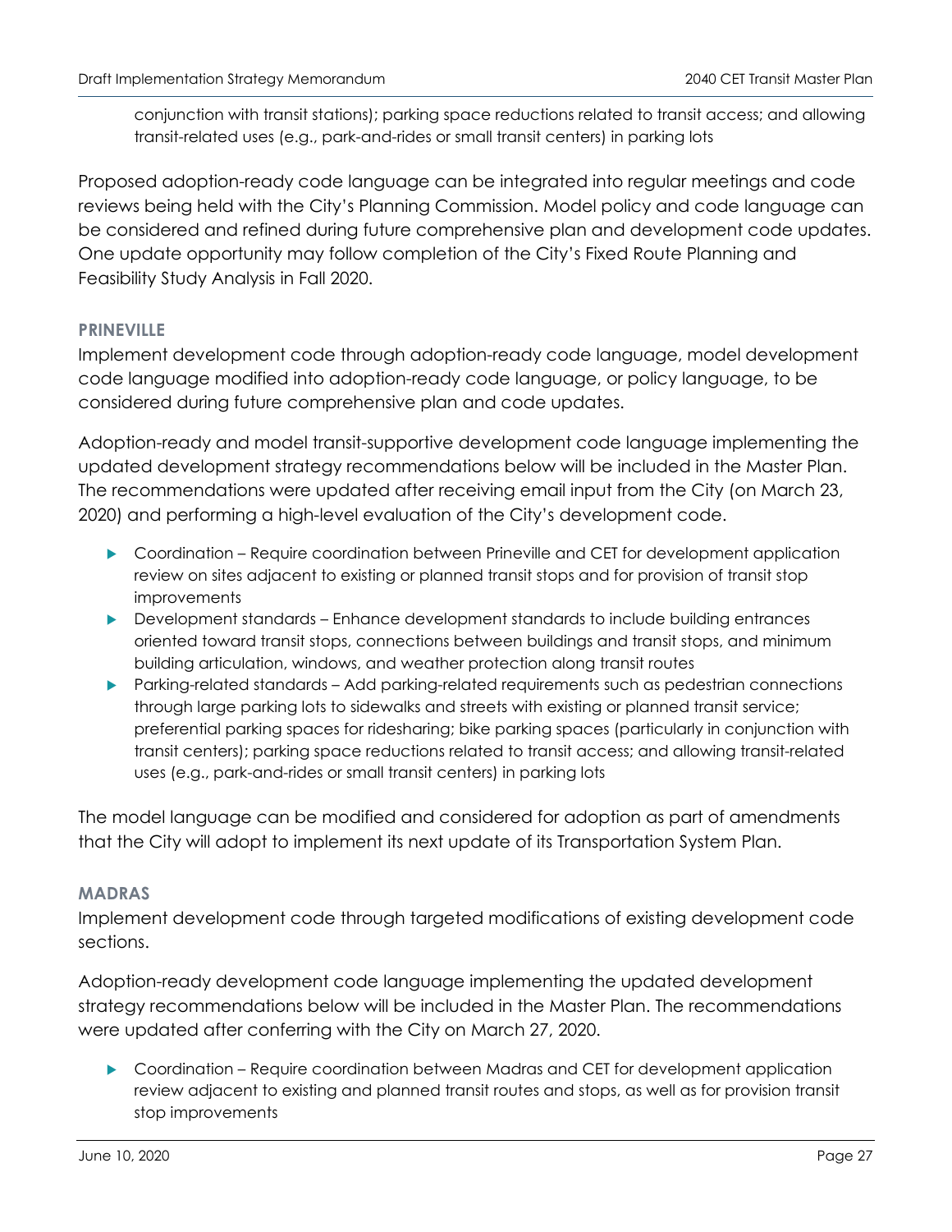conjunction with transit stations); parking space reductions related to transit access; and allowing transit-related uses (e.g., park-and-rides or small transit centers) in parking lots

Proposed adoption-ready code language can be integrated into regular meetings and code reviews being held with the City's Planning Commission. Model policy and code language can be considered and refined during future comprehensive plan and development code updates. One update opportunity may follow completion of the City's Fixed Route Planning and Feasibility Study Analysis in Fall 2020.

### PRINEVILLE

Implement development code through adoption-ready code language, model development code language modified into adoption-ready code language, or policy language, to be considered during future comprehensive plan and code updates.

Adoption-ready and model transit-supportive development code language implementing the updated development strategy recommendations below will be included in the Master Plan. The recommendations were updated after receiving email input from the City (on March 23, 2020) and performing a high-level evaluation of the City's development code.

- Coordination – Require coordination between Prineville and CET for development application review on sites adjacent to existing or planned transit stops and for provision of transit stop improvements
- Development standards – Enhance development standards to include building entrances oriented toward transit stops, connections between buildings and transit stops, and minimum building articulation, windows, and weather protection along transit routes
- Parking-related standards – Add parking-related requirements such as pedestrian connections through large parking lots to sidewalks and streets with existing or planned transit service; preferential parking spaces for ridesharing; bike parking spaces (particularly in conjunction with transit centers); parking space reductions related to transit access; and allowing transit-related uses (e.g., park-and-rides or small transit centers) in parking lots

The model language can be modified and considered for adoption as part of amendments that the City will adopt to implement its next update of its Transportation System Plan.

### MADRAS

Implement development code through targeted modifications of existing development code sections.

Adoption-ready development code language implementing the updated development strategy recommendations below will be included in the Master Plan. The recommendations were updated after conferring with the City on March 27, 2020.

- Coordination – Require coordination between Madras and CET for development application review adjacent to existing and planned transit routes and stops, as well as for provision transit stop improvements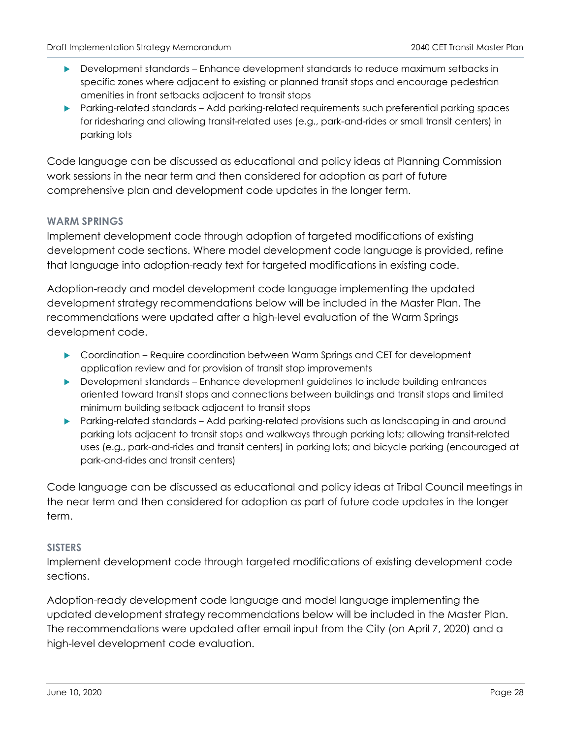- Development standards – Enhance development standards to reduce maximum setbacks in specific zones where adjacent to existing or planned transit stops and encourage pedestrian amenities in front setbacks adjacent to transit stops
- Parking-related standards – Add parking-related requirements such preferential parking spaces for ridesharing and allowing transit-related uses (e.g., park-and-rides or small transit centers) in parking lots

Code language can be discussed as educational and policy ideas at Planning Commission work sessions in the near term and then considered for adoption as part of future comprehensive plan and development code updates in the longer term.

### WARM SPRINGS

Implement development code through adoption of targeted modifications of existing development code sections. Where model development code language is provided, refine that language into adoption-ready text for targeted modifications in existing code.

Adoption-ready and model development code language implementing the updated development strategy recommendations below will be included in the Master Plan. The recommendations were updated after a high-level evaluation of the Warm Springs development code.

- Coordination – Require coordination between Warm Springs and CET for development application review and for provision of transit stop improvements
- Development standards – Enhance development guidelines to include building entrances oriented toward transit stops and connections between buildings and transit stops and limited minimum building setback adjacent to transit stops
- Parking-related standards – Add parking-related provisions such as landscaping in and around parking lots adjacent to transit stops and walkways through parking lots; allowing transit-related uses (e.g., park-and-rides and transit centers) in parking lots; and bicycle parking (encouraged at park-and-rides and transit centers)

Code language can be discussed as educational and policy ideas at Tribal Council meetings in the near term and then considered for adoption as part of future code updates in the longer term.

### SISTERS

Implement development code through targeted modifications of existing development code sections.

Adoption-ready development code language and model language implementing the updated development strategy recommendations below will be included in the Master Plan. The recommendations were updated after email input from the City (on April 7, 2020) and a high-level development code evaluation.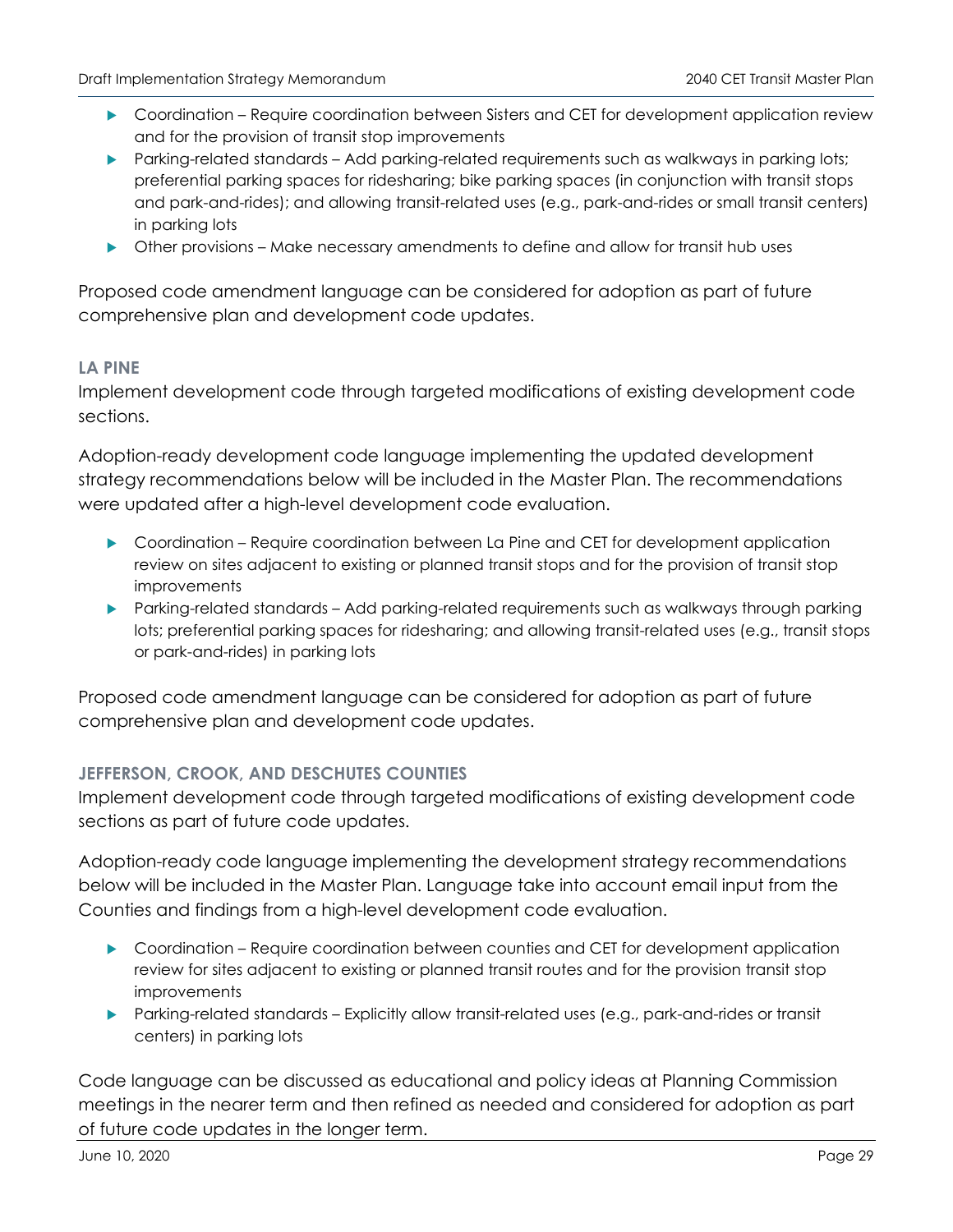- Coordination – Require coordination between Sisters and CET for development application review and for the provision of transit stop improvements
- Parking-related standards – Add parking-related requirements such as walkways in parking lots; preferential parking spaces for ridesharing; bike parking spaces (in conjunction with transit stops and park-and-rides); and allowing transit-related uses (e.g., park-and-rides or small transit centers) in parking lots
- Other provisions – Make necessary amendments to define and allow for transit hub uses

Proposed code amendment language can be considered for adoption as part of future comprehensive plan and development code updates.

#### LA PINE

Implement development code through targeted modifications of existing development code sections.

Adoption-ready development code language implementing the updated development strategy recommendations below will be included in the Master Plan. The recommendations were updated after a high-level development code evaluation.

- Coordination – Require coordination between La Pine and CET for development application review on sites adjacent to existing or planned transit stops and for the provision of transit stop improvements
- Parking-related standards – Add parking-related requirements such as walkways through parking lots; preferential parking spaces for ridesharing; and allowing transit-related uses (e.g., transit stops or park-and-rides) in parking lots

Proposed code amendment language can be considered for adoption as part of future comprehensive plan and development code updates.

#### JEFFERSON, CROOK, AND DESCHUTES COUNTIES

Implement development code through targeted modifications of existing development code sections as part of future code updates.

Adoption-ready code language implementing the development strategy recommendations below will be included in the Master Plan. Language take into account email input from the Counties and findings from a high-level development code evaluation.

- Coordination – Require coordination between counties and CET for development application review for sites adjacent to existing or planned transit routes and for the provision transit stop improvements
- Parking-related standards – Explicitly allow transit-related uses (e.g., park-and-rides or transit centers) in parking lots

Code language can be discussed as educational and policy ideas at Planning Commission meetings in the nearer term and then refined as needed and considered for adoption as part of future code updates in the longer term.